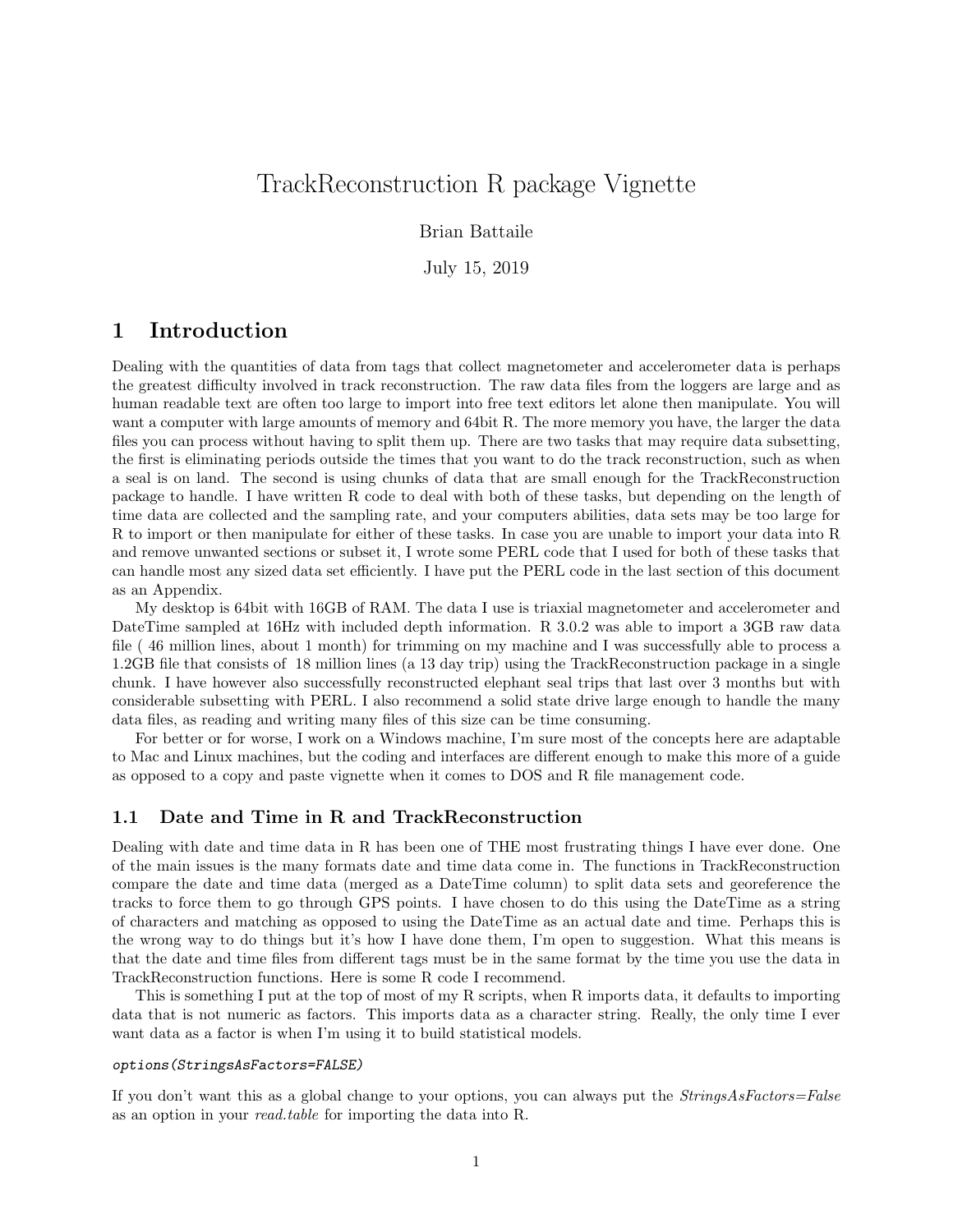# TrackReconstruction R package Vignette

Brian Battaile

July 15, 2019

## 1 Introduction

Dealing with the quantities of data from tags that collect magnetometer and accelerometer data is perhaps the greatest difficulty involved in track reconstruction. The raw data files from the loggers are large and as human readable text are often too large to import into free text editors let alone then manipulate. You will want a computer with large amounts of memory and 64bit R. The more memory you have, the larger the data files you can process without having to split them up. There are two tasks that may require data subsetting, the first is eliminating periods outside the times that you want to do the track reconstruction, such as when a seal is on land. The second is using chunks of data that are small enough for the TrackReconstruction package to handle. I have written R code to deal with both of these tasks, but depending on the length of time data are collected and the sampling rate, and your computers abilities, data sets may be too large for R to import or then manipulate for either of these tasks. In case you are unable to import your data into R and remove unwanted sections or subset it, I wrote some PERL code that I used for both of these tasks that can handle most any sized data set efficiently. I have put the PERL code in the last section of this document as an Appendix.

My desktop is 64bit with 16GB of RAM. The data I use is triaxial magnetometer and accelerometer and DateTime sampled at 16Hz with included depth information. R 3.0.2 was able to import a 3GB raw data file ( 46 million lines, about 1 month) for trimming on my machine and I was successfully able to process a 1.2GB file that consists of 18 million lines (a 13 day trip) using the TrackReconstruction package in a single chunk. I have however also successfully reconstructed elephant seal trips that last over 3 months but with considerable subsetting with PERL. I also recommend a solid state drive large enough to handle the many data files, as reading and writing many files of this size can be time consuming.

For better or for worse, I work on a Windows machine, I'm sure most of the concepts here are adaptable to Mac and Linux machines, but the coding and interfaces are different enough to make this more of a guide as opposed to a copy and paste vignette when it comes to DOS and R file management code.

### 1.1 Date and Time in R and TrackReconstruction

Dealing with date and time data in R has been one of THE most frustrating things I have ever done. One of the main issues is the many formats date and time data come in. The functions in TrackReconstruction compare the date and time data (merged as a DateTime column) to split data sets and georeference the tracks to force them to go through GPS points. I have chosen to do this using the DateTime as a string of characters and matching as opposed to using the DateTime as an actual date and time. Perhaps this is the wrong way to do things but it's how I have done them, I'm open to suggestion. What this means is that the date and time files from different tags must be in the same format by the time you use the data in TrackReconstruction functions. Here is some R code I recommend.

This is something I put at the top of most of my R scripts, when R imports data, it defaults to importing data that is not numeric as factors. This imports data as a character string. Really, the only time I ever want data as a factor is when I'm using it to build statistical models.

```
options(StringsAsFactors=FALSE)
```

If you don't want this as a global change to your options, you can always put the *StringsAsFactors=False* as an option in your *read.table* for importing the data into R.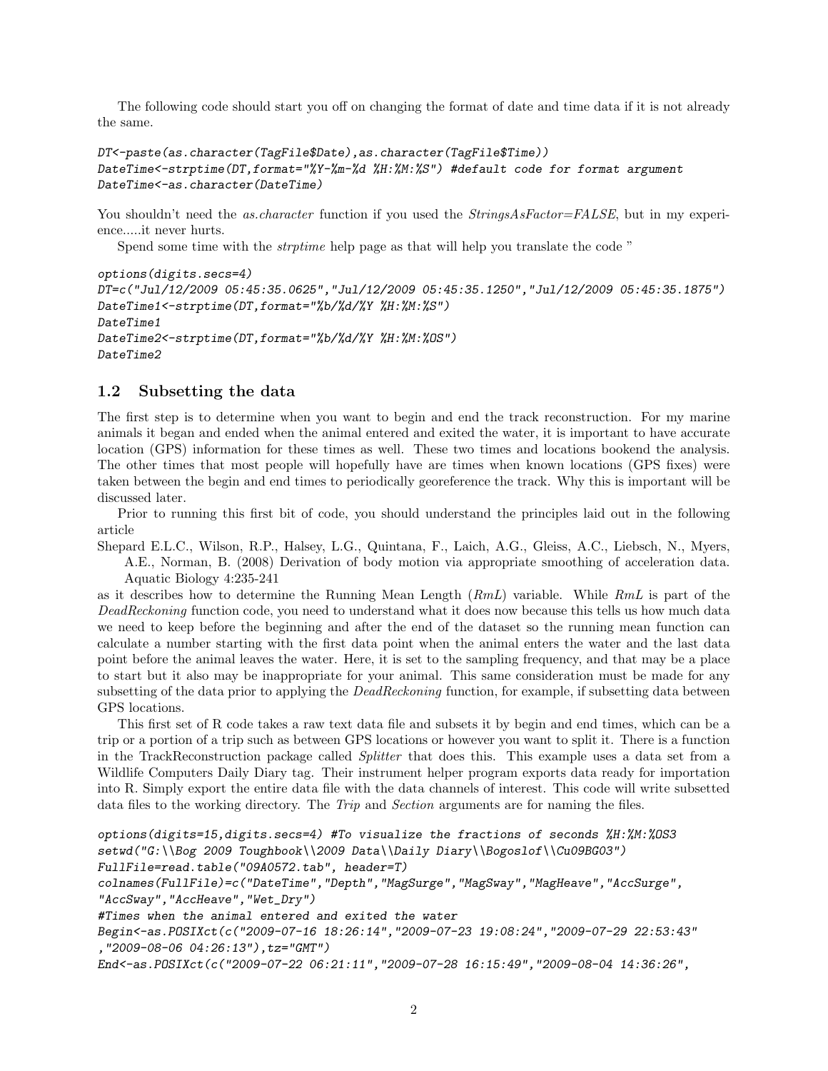The following code should start you off on changing the format of date and time data if it is not already the same.

```
DT<-paste(as.character(TagFile$Date),as.character(TagFile$Time))
DateTime<-strptime(DT,format="%Y-%m-%d %H:%M:%S") #default code for format argument
DateTime<-as.character(DateTime)
```

You shouldn't need the *as.character* function if you used the *StringsAsFactor=FALSE*, but in my experience.....it never hurts.

Spend some time with the *strptime* help page as that will help you translate the code "

```
options(digits.secs=4)
DT=c("Jul/12/2009 05:45:35.0625","Jul/12/2009 05:45:35.1250","Jul/12/2009 05:45:35.1875")
DateTime1<-strptime(DT,format="%b/%d/%Y %H:%M:%S")
DateTime1
DateTime2<-strptime(DT,format="%b/%d/%Y %H:%M:%OS")
DateTime2
```

## 1.2 Subsetting the data

The first step is to determine when you want to begin and end the track reconstruction. For my marine animals it began and ended when the animal entered and exited the water, it is important to have accurate location (GPS) information for these times as well. These two times and locations bookend the analysis. The other times that most people will hopefully have are times when known locations (GPS fixes) were taken between the begin and end times to periodically georeference the track. Why this is important will be discussed later.

Prior to running this first bit of code, you should understand the principles laid out in the following article

Shepard E.L.C., Wilson, R.P., Halsey, L.G., Quintana, F., Laich, A.G., Gleiss, A.C., Liebsch, N., Myers, A.E., Norman, B. (2008) Derivation of body motion via appropriate smoothing of acceleration data. Aquatic Biology 4:235-241

as it describes how to determine the Running Mean Length (*RmL*) variable. While *RmL* is part of the *DeadReckoning* function code, you need to understand what it does now because this tells us how much data we need to keep before the beginning and after the end of the dataset so the running mean function can calculate a number starting with the first data point when the animal enters the water and the last data point before the animal leaves the water. Here, it is set to the sampling frequency, and that may be a place to start but it also may be inappropriate for your animal. This same consideration must be made for any subsetting of the data prior to applying the *DeadReckoning* function, for example, if subsetting data between GPS locations.

This first set of R code takes a raw text data file and subsets it by begin and end times, which can be a trip or a portion of a trip such as between GPS locations or however you want to split it. There is a function in the TrackReconstruction package called *Splitter* that does this. This example uses a data set from a Wildlife Computers Daily Diary tag. Their instrument helper program exports data ready for importation into R. Simply export the entire data file with the data channels of interest. This code will write subsetted data files to the working directory. The *Trip* and *Section* arguments are for naming the files.

```
options(digits=15,digits.secs=4) #To visualize the fractions of seconds %H:%M:%OS3
setwd("G:\\Bog 2009 Toughbook\\2009 Data\\Daily Diary\\Bogoslof\\Cu09BG03")
FullFile=read.table("09A0572.tab", header=T)
colnames(FullFile)=c("DateTime","Depth","MagSurge","MagSway","MagHeave","AccSurge",
"AccSway","AccHeave","Wet_Dry")
#Times when the animal entered and exited the water
Begin<-as.POSIXct(c("2009-07-16 18:26:14","2009-07-23 19:08:24","2009-07-29 22:53:43"
,"2009-08-06 04:26:13"),tz="GMT")
End<-as.POSIXct(c("2009-07-22 06:21:11","2009-07-28 16:15:49","2009-08-04 14:36:26",
```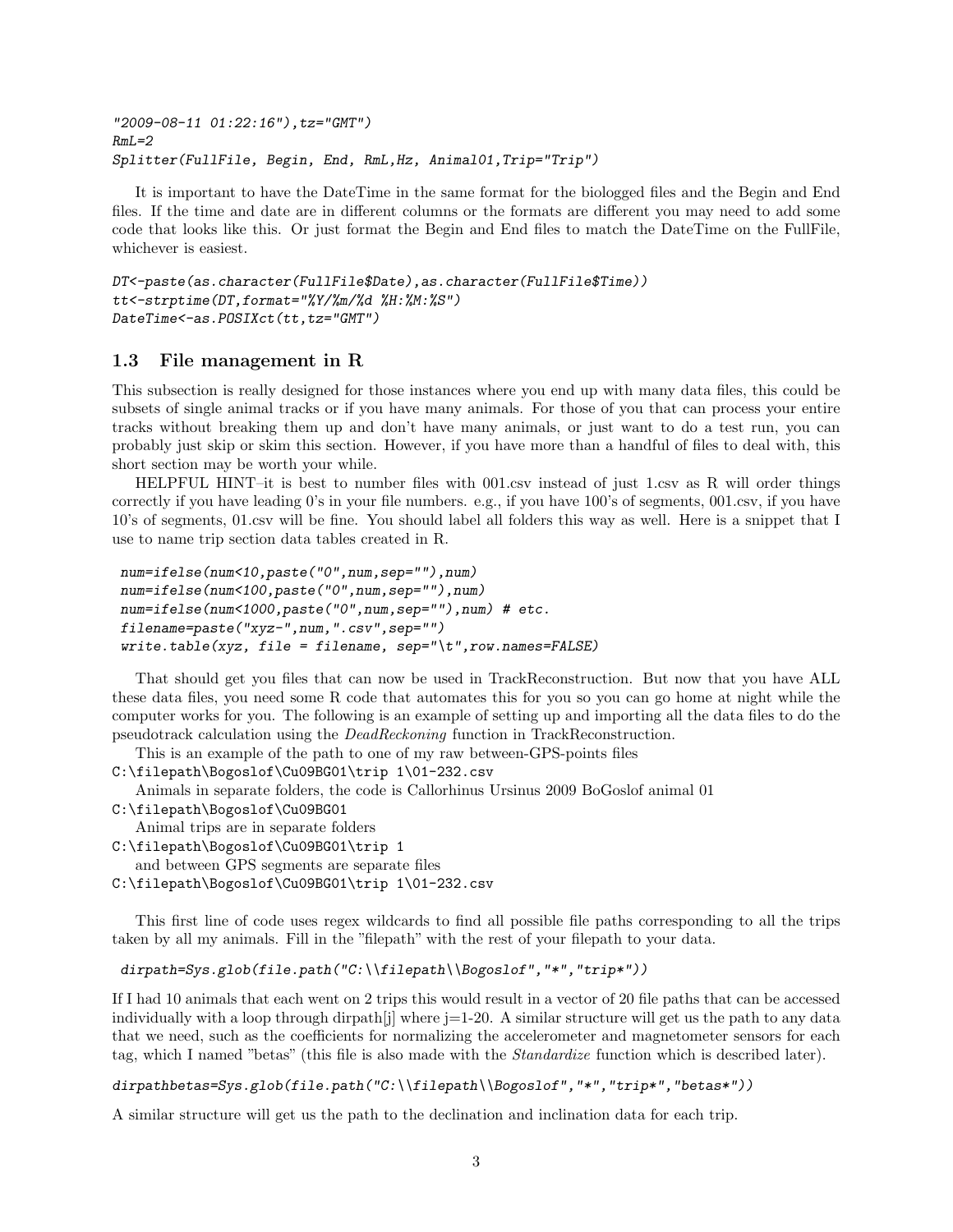```
"2009-08-11 01:22:16"),tz="GMT")
RmL=2
Splitter(FullFile, Begin, End, RmL,Hz, Animal01,Trip="Trip")
```

It is important to have the DateTime in the same format for the biologged files and the Begin and End files. If the time and date are in different columns or the formats are different you may need to add some code that looks like this. Or just format the Begin and End files to match the DateTime on the FullFile, whichever is easiest.

```
DT<-paste(as.character(FullFile$Date),as.character(FullFile$Time))
tt<-strptime(DT,format="%Y/%m/%d %H:%M:%S")
DateTime<-as.POSIXct(tt,tz="GMT")
```

## 1.3 File management in R

This subsection is really designed for those instances where you end up with many data files, this could be subsets of single animal tracks or if you have many animals. For those of you that can process your entire tracks without breaking them up and don't have many animals, or just want to do a test run, you can probably just skip or skim this section. However, if you have more than a handful of files to deal with, this short section may be worth your while.

HELPFUL HINT–it is best to number files with 001.csv instead of just 1.csv as R will order things correctly if you have leading 0's in your file numbers. e.g., if you have 100's of segments, 001.csv, if you have 10's of segments, 01.csv will be fine. You should label all folders this way as well. Here is a snippet that I use to name trip section data tables created in R.

```
num=ifelse(num<10,paste("0",num,sep=""),num)
num=ifelse(num<100,paste("0",num,sep=""),num)
num=ifelse(num<1000,paste("0",num,sep=""),num) # etc.
filename=paste("xyz-",num,".csv",sep="")
write.table(xyz, file = filename, sep="\t",row.names=FALSE)
```

That should get you files that can now be used in TrackReconstruction. But now that you have ALL these data files, you need some R code that automates this for you so you can go home at night while the computer works for you. The following is an example of setting up and importing all the data files to do the pseudotrack calculation using the *DeadReckoning* function in TrackReconstruction.

This is an example of the path to one of my raw between-GPS-points files

`C:\filepath\Bogoslof\Cu09BG01\trip 1\01-232.csv`

Animals in separate folders, the code is Callorhinus Ursinus 2009 BoGoslof animal 01

`C:\filepath\Bogoslof\Cu09BG01`

Animal trips are in separate folders

`C:\filepath\Bogoslof\Cu09BG01\trip 1`

and between GPS segments are separate files

`C:\filepath\Bogoslof\Cu09BG01\trip 1\01-232.csv`

This first line of code uses regex wildcards to find all possible file paths corresponding to all the trips taken by all my animals. Fill in the "filepath" with the rest of your filepath to your data.

```
dirpath=Sys.glob(file.path("C:\\filepath\\Bogoslof","*","trip*"))
```

If I had 10 animals that each went on 2 trips this would result in a vector of 20 file paths that can be accessed individually with a loop through dirpath[j] where j=1-20. A similar structure will get us the path to any data that we need, such as the coefficients for normalizing the accelerometer and magnetometer sensors for each tag, which I named "betas" (this file is also made with the *Standardize* function which is described later).

```
dirpathbetas=Sys.glob(file.path("C:\\filepath\\Bogoslof","*","trip*","betas*"))
```

A similar structure will get us the path to the declination and inclination data for each trip.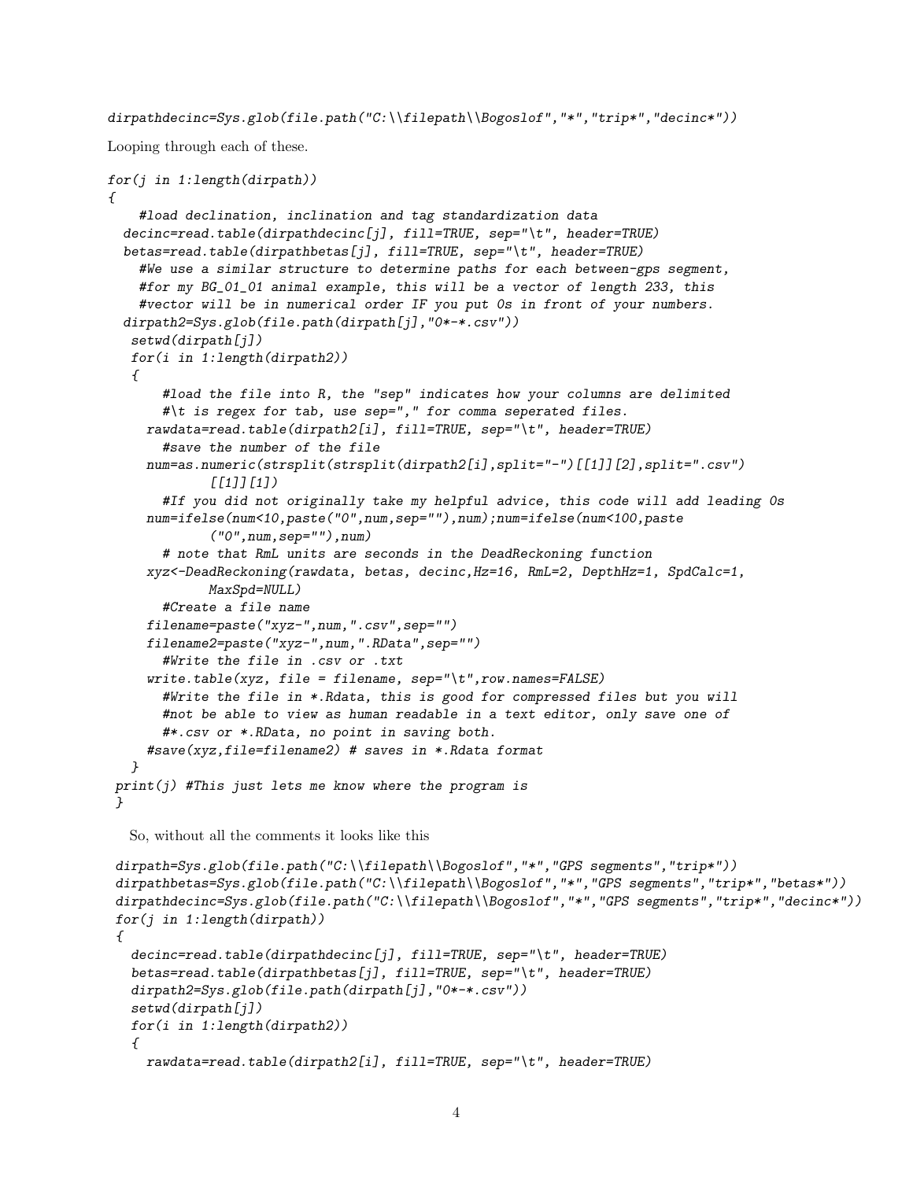```
dirpathdecinc=Sys.glob(file.path("C:\\filepath\\Bogoslof","*","trip*","decinc*"))
```

Looping through each of these.

```
for(j in 1:length(dirpath))
{
    #load declination, inclination and tag standardization data
  decinc=read.table(dirpathdecinc[j], fill=TRUE, sep="\t", header=TRUE)
  betas=read.table(dirpathbetas[j], fill=TRUE, sep="\t", header=TRUE)
    #We use a similar structure to determine paths for each between-gps segment,
    #for my BG_01_01 animal example, this will be a vector of length 233, this
    #vector will be in numerical order IF you put 0s in front of your numbers.
  dirpath2=Sys.glob(file.path(dirpath[j],"0*-*.csv"))
   setwd(dirpath[j])
   for(i in 1:length(dirpath2))
   {
       #load the file into R, the "sep" indicates how your columns are delimited
       #\t is regex for tab, use sep="," for comma seperated files.
     rawdata=read.table(dirpath2[i], fill=TRUE, sep="\t", header=TRUE)
       #save the number of the file
     num=as.numeric(strsplit(strsplit(dirpath2[i],split="-")[[1]][2],split=".csv")
             [[1]][1])
       #If you did not originally take my helpful advice, this code will add leading 0s
     num=ifelse(num<10,paste("0",num,sep=""),num);num=ifelse(num<100,paste
             ("0",num,sep=""),num)
       # note that RmL units are seconds in the DeadReckoning function
     xyz<-DeadReckoning(rawdata, betas, decinc,Hz=16, RmL=2, DepthHz=1, SpdCalc=1,
             MaxSpd=NULL)
       #Create a file name
     filename=paste("xyz-",num,".csv",sep="")
     filename2=paste("xyz-",num,".RData",sep="")
       #Write the file in .csv or .txt
     write.table(xyz, file = filename, sep="\t",row.names=FALSE)
       #Write the file in *.Rdata, this is good for compressed files but you will
       #not be able to view as human readable in a text editor, only save one of
       #*.csv or *.RData, no point in saving both.
     #save(xyz,file=filename2) # saves in *.Rdata format
   }
 print(j) #This just lets me know where the program is
 }
```

So, without all the comments it looks like this

```
dirpath=Sys.glob(file.path("C:\\filepath\\Bogoslof","*","GPS segments","trip*"))
dirpathbetas=Sys.glob(file.path("C:\\filepath\\Bogoslof","*","GPS segments","trip*","betas*"))
dirpathdecinc=Sys.glob(file.path("C:\\filepath\\Bogoslof","*","GPS segments","trip*","decinc*"))
for(j in 1:length(dirpath))
{
  decinc=read.table(dirpathdecinc[j], fill=TRUE, sep="\t", header=TRUE)
  betas=read.table(dirpathbetas[j], fill=TRUE, sep="\t", header=TRUE)
  dirpath2=Sys.glob(file.path(dirpath[j],"0*-*.csv"))
  setwd(dirpath[j])
  for(i in 1:length(dirpath2))
  {
    rawdata=read.table(dirpath2[i], fill=TRUE, sep="\t", header=TRUE)
```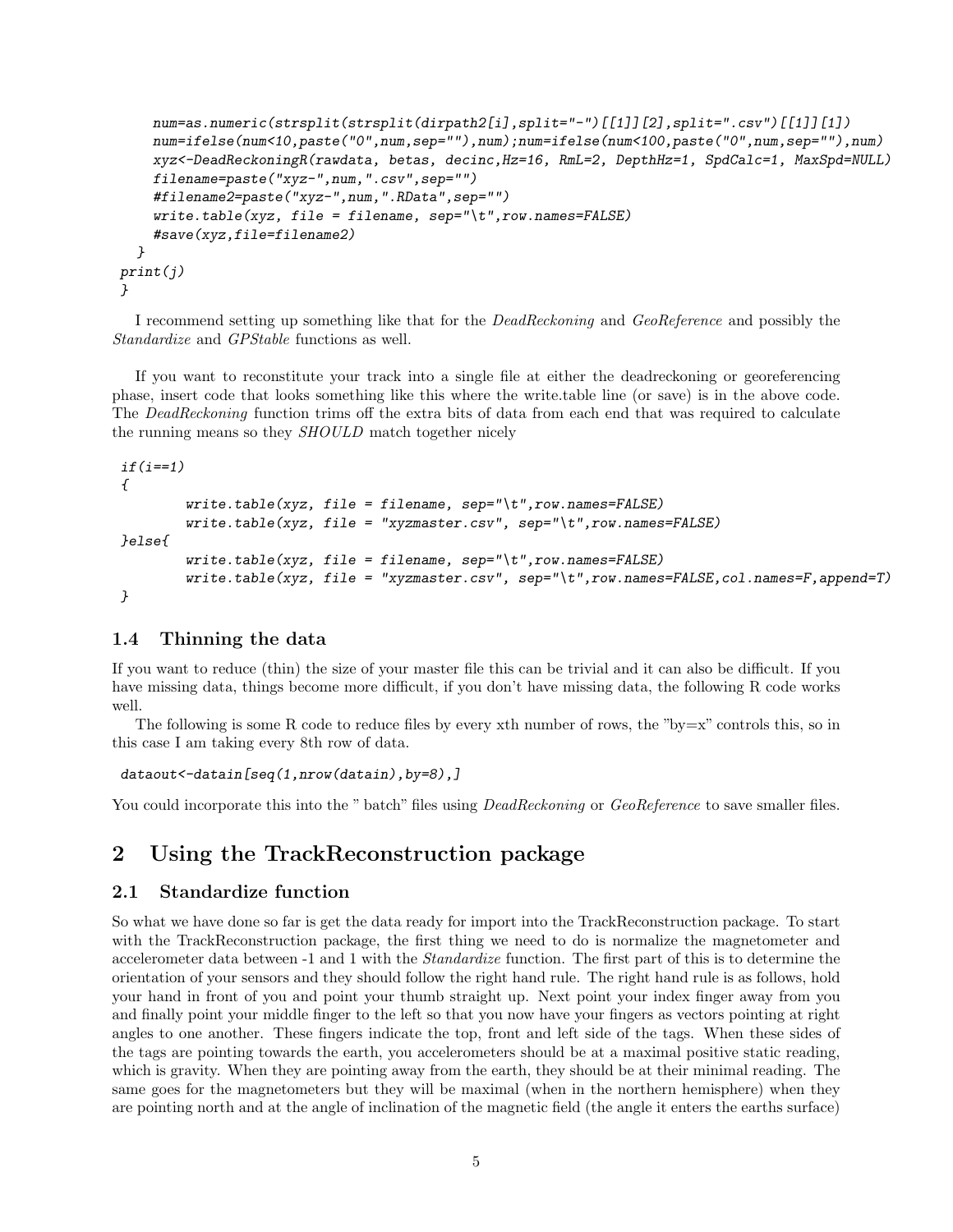```
    num=as.numeric(strsplit(strsplit(dirpath2[i],split="-")[[1]][2],split=".csv")[[1]][1])
    num=ifelse(num<10,paste("0",num,sep=""),num);num=ifelse(num<100,paste("0",num,sep=""),num)
    xyz<-DeadReckoningR(rawdata, betas, decinc,Hz=16, RmL=2, DepthHz=1, SpdCalc=1, MaxSpd=NULL)
    filename=paste("xyz-",num,".csv",sep="")
    #filename2=paste("xyz-",num,".RData",sep="")
    write.table(xyz, file = filename, sep="\t",row.names=FALSE)
    #save(xyz,file=filename2)
  }
print(j)
}
```

I recommend setting up something like that for the *DeadReckoning* and *GeoReference* and possibly the *Standardize* and *GPStable* functions as well.

If you want to reconstitute your track into a single file at either the deadreckoning or georeferencing phase, insert code that looks something like this where the write.table line (or save) is in the above code. The *DeadReckoning* function trims off the extra bits of data from each end that was required to calculate the running means so they *SHOULD* match together nicely

```
if(i==1)
{
        write.table(xyz, file = filename, sep="\t",row.names=FALSE)
        write.table(xyz, file = "xyzmaster.csv", sep="\t",row.names=FALSE)
}else{
        write.table(xyz, file = filename, sep="\t",row.names=FALSE)
        write.table(xyz, file = "xyzmaster.csv", sep="\t",row.names=FALSE,col.names=F,append=T)
}
```

### 1.4 Thinning the data

If you want to reduce (thin) the size of your master file this can be trivial and it can also be difficult. If you have missing data, things become more difficult, if you don't have missing data, the following R code works well.

The following is some R code to reduce files by every xth number of rows, the "by=x" controls this, so in this case I am taking every 8th row of data.

```
dataout<-datain[seq(1,nrow(datain),by=8),]
```

You could incorporate this into the " batch" files using *DeadReckoning* or *GeoReference* to save smaller files.

## 2 Using the TrackReconstruction package

### 2.1 Standardize function

So what we have done so far is get the data ready for import into the TrackReconstruction package. To start with the TrackReconstruction package, the first thing we need to do is normalize the magnetometer and accelerometer data between -1 and 1 with the *Standardize* function. The first part of this is to determine the orientation of your sensors and they should follow the right hand rule. The right hand rule is as follows, hold your hand in front of you and point your thumb straight up. Next point your index finger away from you and finally point your middle finger to the left so that you now have your fingers as vectors pointing at right angles to one another. These fingers indicate the top, front and left side of the tags. When these sides of the tags are pointing towards the earth, you accelerometers should be at a maximal positive static reading, which is gravity. When they are pointing away from the earth, they should be at their minimal reading. The same goes for the magnetometers but they will be maximal (when in the northern hemisphere) when they are pointing north and at the angle of inclination of the magnetic field (the angle it enters the earths surface)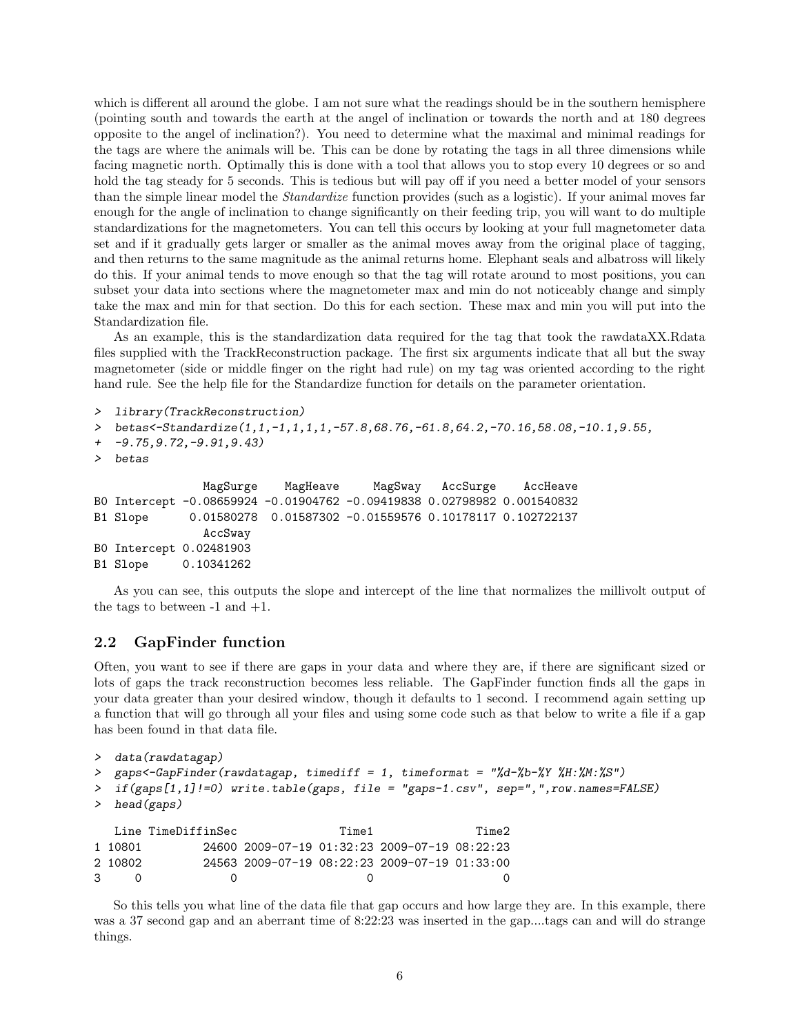which is different all around the globe. I am not sure what the readings should be in the southern hemisphere (pointing south and towards the earth at the angel of inclination or towards the north and at 180 degrees opposite to the angel of inclination?). You need to determine what the maximal and minimal readings for the tags are where the animals will be. This can be done by rotating the tags in all three dimensions while facing magnetic north. Optimally this is done with a tool that allows you to stop every 10 degrees or so and hold the tag steady for 5 seconds. This is tedious but will pay off if you need a better model of your sensors than the simple linear model the *Standardize* function provides (such as a logistic). If your animal moves far enough for the angle of inclination to change significantly on their feeding trip, you will want to do multiple standardizations for the magnetometers. You can tell this occurs by looking at your full magnetometer data set and if it gradually gets larger or smaller as the animal moves away from the original place of tagging, and then returns to the same magnitude as the animal returns home. Elephant seals and albatross will likely do this. If your animal tends to move enough so that the tag will rotate around to most positions, you can subset your data into sections where the magnetometer max and min do not noticeably change and simply take the max and min for that section. Do this for each section. These max and min you will put into the Standardization file.

As an example, this is the standardization data required for the tag that took the rawdataXX.Rdata files supplied with the TrackReconstruction package. The first six arguments indicate that all but the sway magnetometer (side or middle finger on the right had rule) on my tag was oriented according to the right hand rule. See the help file for the Standardize function for details on the parameter orientation.

```
> library(TrackReconstruction)
> betas<-Standardize(1,1,-1,1,1,1,-57.8,68.76,-61.8,64.2,-70.16,58.08,-10.1,9.55,
+ -9.75,9.72,-9.91,9.43)
> betas

               MagSurge    MagHeave     MagSway   AccSurge    AccHeave
B0 Intercept -0.08659924 -0.01904762 -0.09419838 0.02798982 0.001540832
B1 Slope      0.01580278  0.01587302 -0.01559576 0.10178117 0.102722137
               AccSway
B0 Intercept 0.02481903
B1 Slope     0.10341262
```

As you can see, this outputs the slope and intercept of the line that normalizes the millivolt output of the tags to between -1 and +1.

## 2.2 GapFinder function

Often, you want to see if there are gaps in your data and where they are, if there are significant sized or lots of gaps the track reconstruction becomes less reliable. The GapFinder function finds all the gaps in your data greater than your desired window, though it defaults to 1 second. I recommend again setting up a function that will go through all your files and using some code such as that below to write a file if a gap has been found in that data file.

```
> data(rawdatagap)
> gaps<-GapFinder(rawdatagap, timediff = 1, timeformat = "%d-%b-%Y %H:%M:%S")
> if(gaps[1,1]!=0) write.table(gaps, file = "gaps-1.csv", sep=",",row.names=FALSE)
> head(gaps)

   Line TimeDiffinSec               Time1               Time2
1 10801         24600 2009-07-19 01:32:23 2009-07-19 08:22:23
2 10802         24563 2009-07-19 08:22:23 2009-07-19 01:33:00
3     0             0                   0                   0
```

So this tells you what line of the data file that gap occurs and how large they are. In this example, there was a 37 second gap and an aberrant time of 8:22:23 was inserted in the gap....tags can and will do strange things.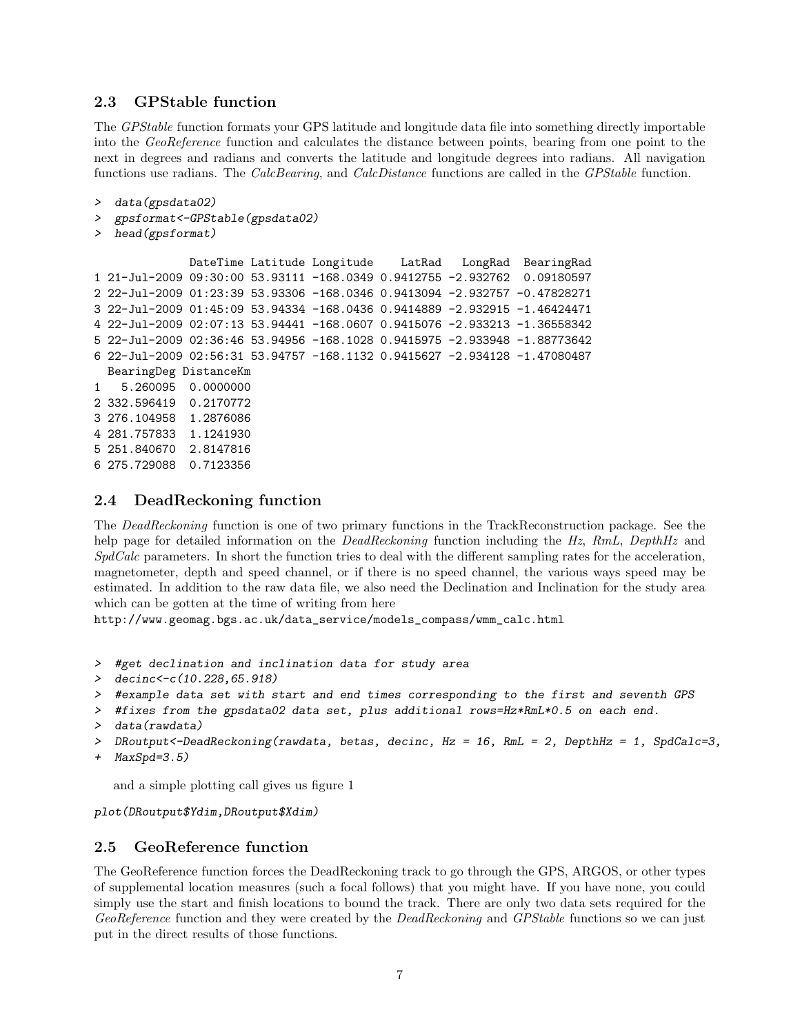### 2.3 GPStable function

The *GPStable* function formats your GPS latitude and longitude data file into something directly importable into the *GeoReference* function and calculates the distance between points, bearing from one point to the next in degrees and radians and converts the latitude and longitude degrees into radians. All navigation functions use radians. The *CalcBearing*, and *CalcDistance* functions are called in the *GPStable* function.

```
> data(gpsdata02)
> gpsformat<-GPStable(gpsdata02)
> head(gpsformat)

              DateTime Latitude Longitude    LatRad   LongRad  BearingRad
1 21-Jul-2009 09:30:00 53.93111 -168.0349 0.9412755 -2.932762  0.09180597
2 22-Jul-2009 01:23:39 53.93306 -168.0346 0.9413094 -2.932757 -0.47828271
3 22-Jul-2009 01:45:09 53.94334 -168.0436 0.9414889 -2.932915 -1.46424471
4 22-Jul-2009 02:07:13 53.94441 -168.0607 0.9415076 -2.933213 -1.36558342
5 22-Jul-2009 02:36:46 53.94956 -168.1028 0.9415975 -2.933948 -1.88773642
6 22-Jul-2009 02:56:31 53.94757 -168.1132 0.9415627 -2.934128 -1.47080487
  BearingDeg DistanceKm
1   5.260095  0.0000000
2 332.596419  0.2170772
3 276.104958  1.2876086
4 281.757833  1.1241930
5 251.840670  2.8147816
6 275.729088  0.7123356
```

### 2.4 DeadReckoning function

The *DeadReckoning* function is one of two primary functions in the TrackReconstruction package. See the help page for detailed information on the *DeadReckoning* function including the *Hz*, *RmL*, *DepthHz* and *SpdCalc* parameters. In short the function tries to deal with the different sampling rates for the acceleration, magnetometer, depth and speed channel, or if there is no speed channel, the various ways speed may be estimated. In addition to the raw data file, we also need the Declination and Inclination for the study area which can be gotten at the time of writing from here
http://www.geomag.bgs.ac.uk/data_service/models_compass/wmm_calc.html

```
> #get declination and inclination data for study area
> decinc<-c(10.228,65.918)
> #example data set with start and end times corresponding to the first and seventh GPS
> #fixes from the gpsdata02 data set, plus additional rows=Hz*RmL*0.5 on each end.
> data(rawdata)
> DRoutput<-DeadReckoning(rawdata, betas, decinc, Hz = 16, RmL = 2, DepthHz = 1, SpdCalc=3,
+ MaxSpd=3.5)
```

and a simple plotting call gives us figure 1

```
plot(DRoutput$Ydim,DRoutput$Xdim)
```

### 2.5 GeoReference function

The GeoReference function forces the DeadReckoning track to go through the GPS, ARGOS, or other types of supplemental location measures (such a focal follows) that you might have. If you have none, you could simply use the start and finish locations to bound the track. There are only two data sets required for the *GeoReference* function and they were created by the *DeadReckoning* and *GPStable* functions so we can just put in the direct results of those functions.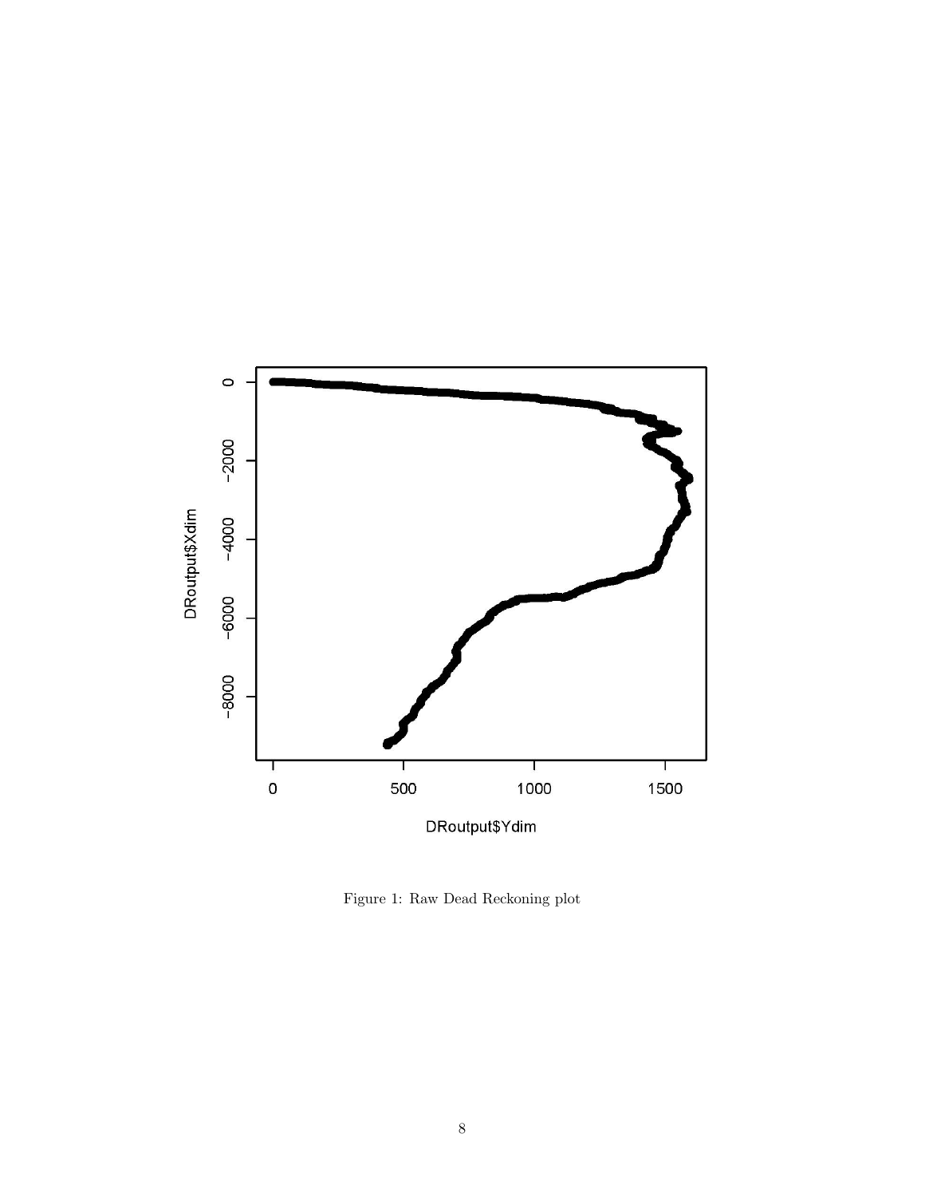Figure 1: Raw Dead Reckoning plot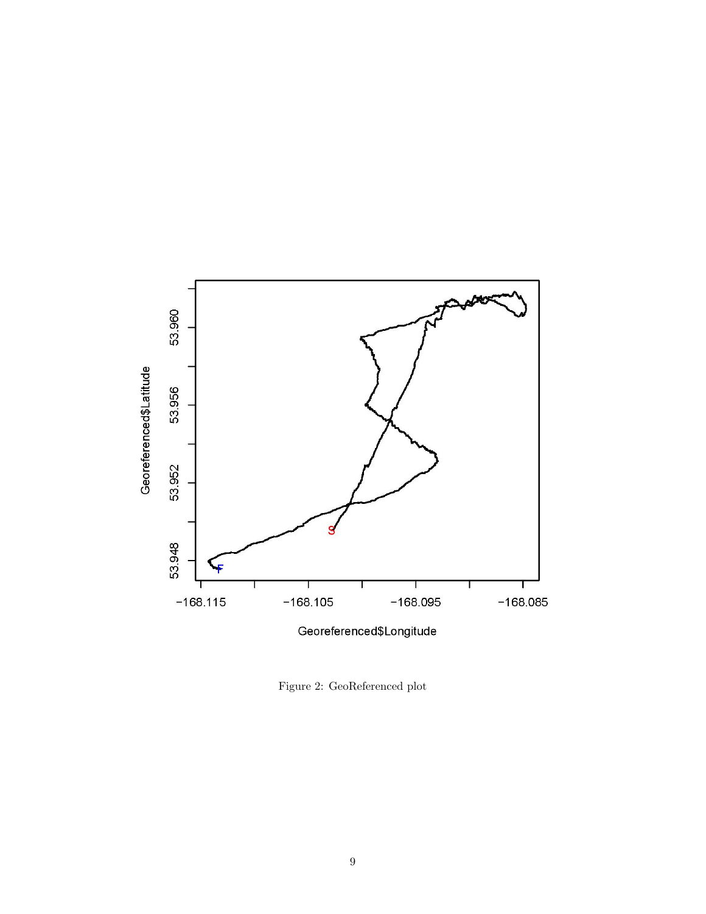Figure 2: GeoReferenced plot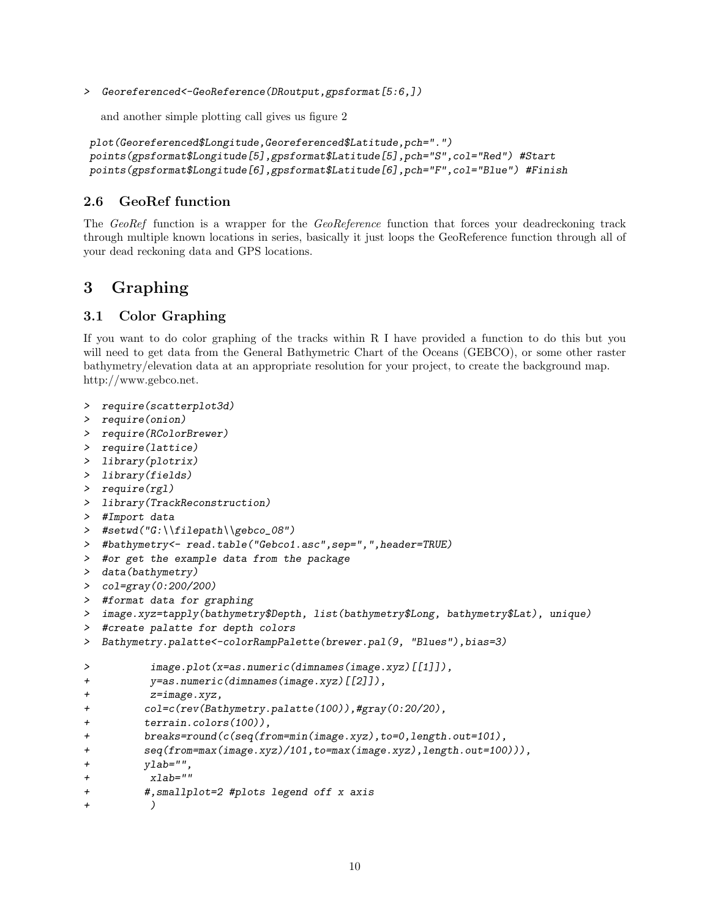```
> Georeferenced<-GeoReference(DRoutput,gpsformat[5:6,])
```

and another simple plotting call gives us figure 2

```
plot(Georeferenced$Longitude,Georeferenced$Latitude,pch=".")
points(gpsformat$Longitude[5],gpsformat$Latitude[5],pch="S",col="Red") #Start
points(gpsformat$Longitude[6],gpsformat$Latitude[6],pch="F",col="Blue") #Finish
```

### 2.6 GeoRef function

The *GeoRef* function is a wrapper for the *GeoReference* function that forces your deadreckoning track through multiple known locations in series, basically it just loops the GeoReference function through all of your dead reckoning data and GPS locations.

## 3 Graphing

### 3.1 Color Graphing

If you want to do color graphing of the tracks within R I have provided a function to do this but you will need to get data from the General Bathymetric Chart of the Oceans (GEBCO), or some other raster bathymetry/elevation data at an appropriate resolution for your project, to create the background map. http://www.gebco.net.

```
> require(scatterplot3d)
> require(onion)
> require(RColorBrewer)
> require(lattice)
> library(plotrix)
> library(fields)
> require(rgl)
> library(TrackReconstruction)
> #Import data
> #setwd("G:\\filepath\\gebco_08")
> #bathymetry<- read.table("Gebco1.asc",sep=",",header=TRUE)
> #or get the example data from the package
> data(bathymetry)
> col=gray(0:200/200)
> #format data for graphing
> image.xyz=tapply(bathymetry$Depth, list(bathymetry$Long, bathymetry$Lat), unique)
> #create palatte for depth colors
> Bathymetry.palatte<-colorRampPalette(brewer.pal(9, "Blues"),bias=3)

>          image.plot(x=as.numeric(dimnames(image.xyz)[[1]]),
+          y=as.numeric(dimnames(image.xyz)[[2]]),
+          z=image.xyz,
+         col=c(rev(Bathymetry.palatte(100)),#gray(0:20/20),
+         terrain.colors(100)),
+         breaks=round(c(seq(from=min(image.xyz),to=0,length.out=101),
+         seq(from=max(image.xyz)/101,to=max(image.xyz),length.out=100))),
+         ylab="",
+          xlab=""
+         #,smallplot=2 #plots legend off x axis
+          )
```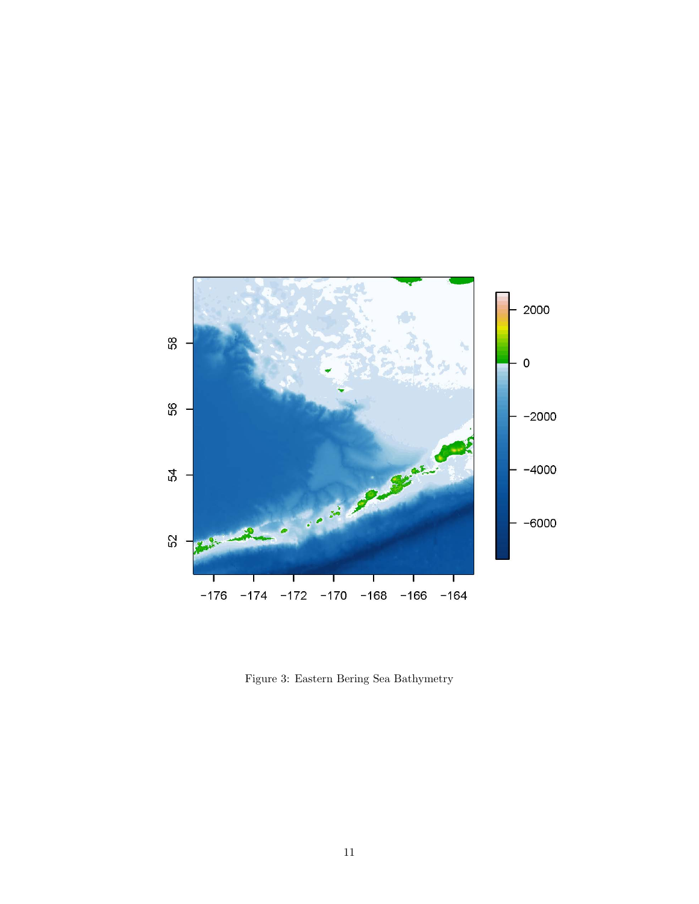Figure 3: Eastern Bering Sea Bathymetry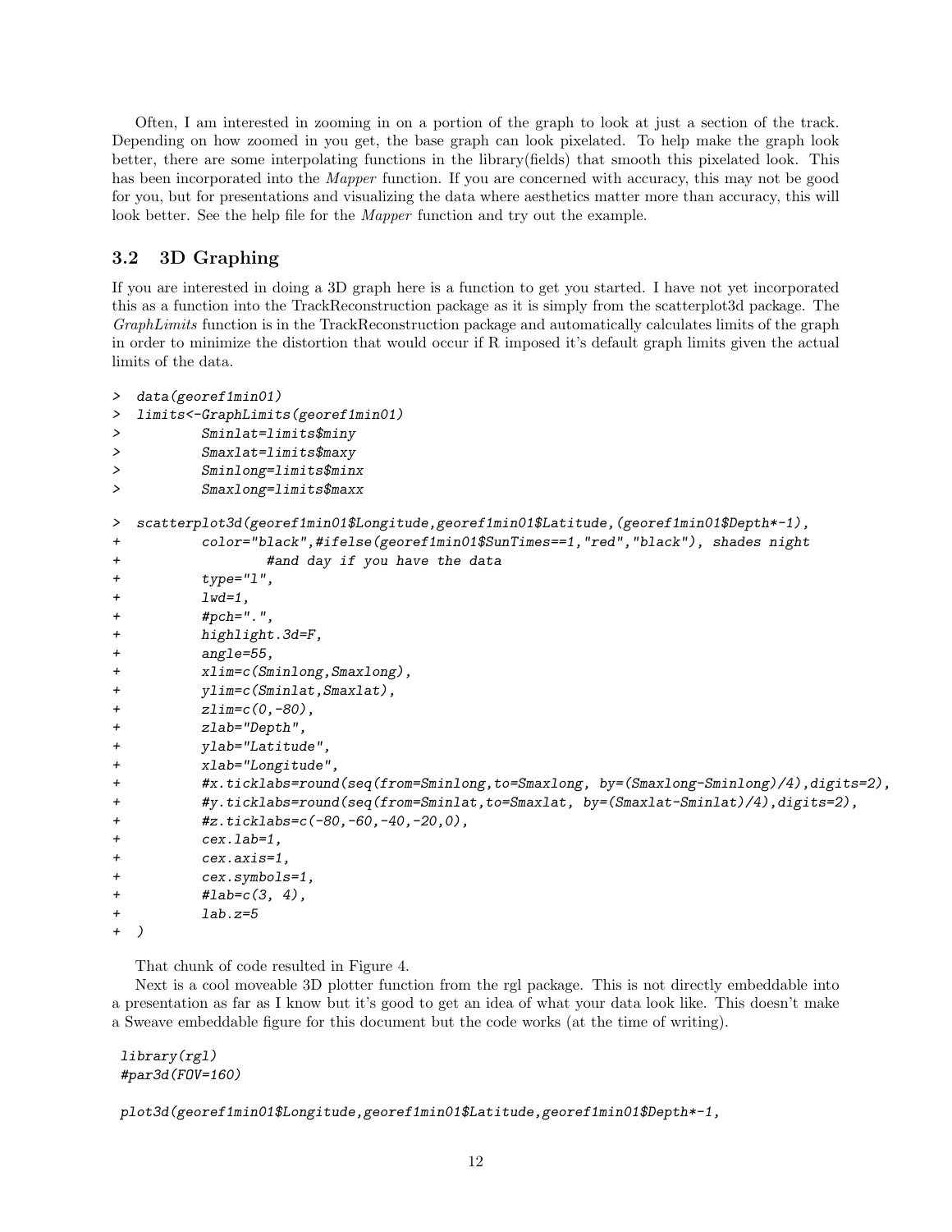Often, I am interested in zooming in on a portion of the graph to look at just a section of the track. Depending on how zoomed in you get, the base graph can look pixelated. To help make the graph look better, there are some interpolating functions in the library(fields) that smooth this pixelated look. This has been incorporated into the *Mapper* function. If you are concerned with accuracy, this may not be good for you, but for presentations and visualizing the data where aesthetics matter more than accuracy, this will look better. See the help file for the *Mapper* function and try out the example.

## 3.2 3D Graphing

If you are interested in doing a 3D graph here is a function to get you started. I have not yet incorporated this as a function into the TrackReconstruction package as it is simply from the scatterplot3d package. The *GraphLimits* function is in the TrackReconstruction package and automatically calculates limits of the graph in order to minimize the distortion that would occur if R imposed it's default graph limits given the actual limits of the data.

```
> data(georef1min01)
> limits<-GraphLimits(georef1min01)
>         Sminlat=limits$miny
>         Smaxlat=limits$maxy
>         Sminlong=limits$minx
>         Smaxlong=limits$maxx

> scatterplot3d(georef1min01$Longitude,georef1min01$Latitude,(georef1min01$Depth*-1),
+         color="black",#ifelse(georef1min01$SunTimes==1,"red","black"), shades night
+                 #and day if you have the data
+         type="l",
+         lwd=1,
+         #pch=".",
+         highlight.3d=F,
+         angle=55,
+         xlim=c(Sminlong,Smaxlong),
+         ylim=c(Sminlat,Smaxlat),
+         zlim=c(0,-80),
+         zlab="Depth",
+         ylab="Latitude",
+         xlab="Longitude",
+         #x.ticklabs=round(seq(from=Sminlong,to=Smaxlong, by=(Smaxlong-Sminlong)/4),digits=2),
+         #y.ticklabs=round(seq(from=Sminlat,to=Smaxlat, by=(Smaxlat-Sminlat)/4),digits=2),
+         #z.ticklabs=c(-80,-60,-40,-20,0),
+         cex.lab=1,
+         cex.axis=1,
+         cex.symbols=1,
+         #lab=c(3, 4),
+         lab.z=5
+ )
```

That chunk of code resulted in Figure 4.

Next is a cool moveable 3D plotter function from the rgl package. This is not directly embeddable into a presentation as far as I know but it's good to get an idea of what your data look like. This doesn't make a Sweave embeddable figure for this document but the code works (at the time of writing).

```
library(rgl)
#par3d(FOV=160)

plot3d(georef1min01$Longitude,georef1min01$Latitude,georef1min01$Depth*-1,
```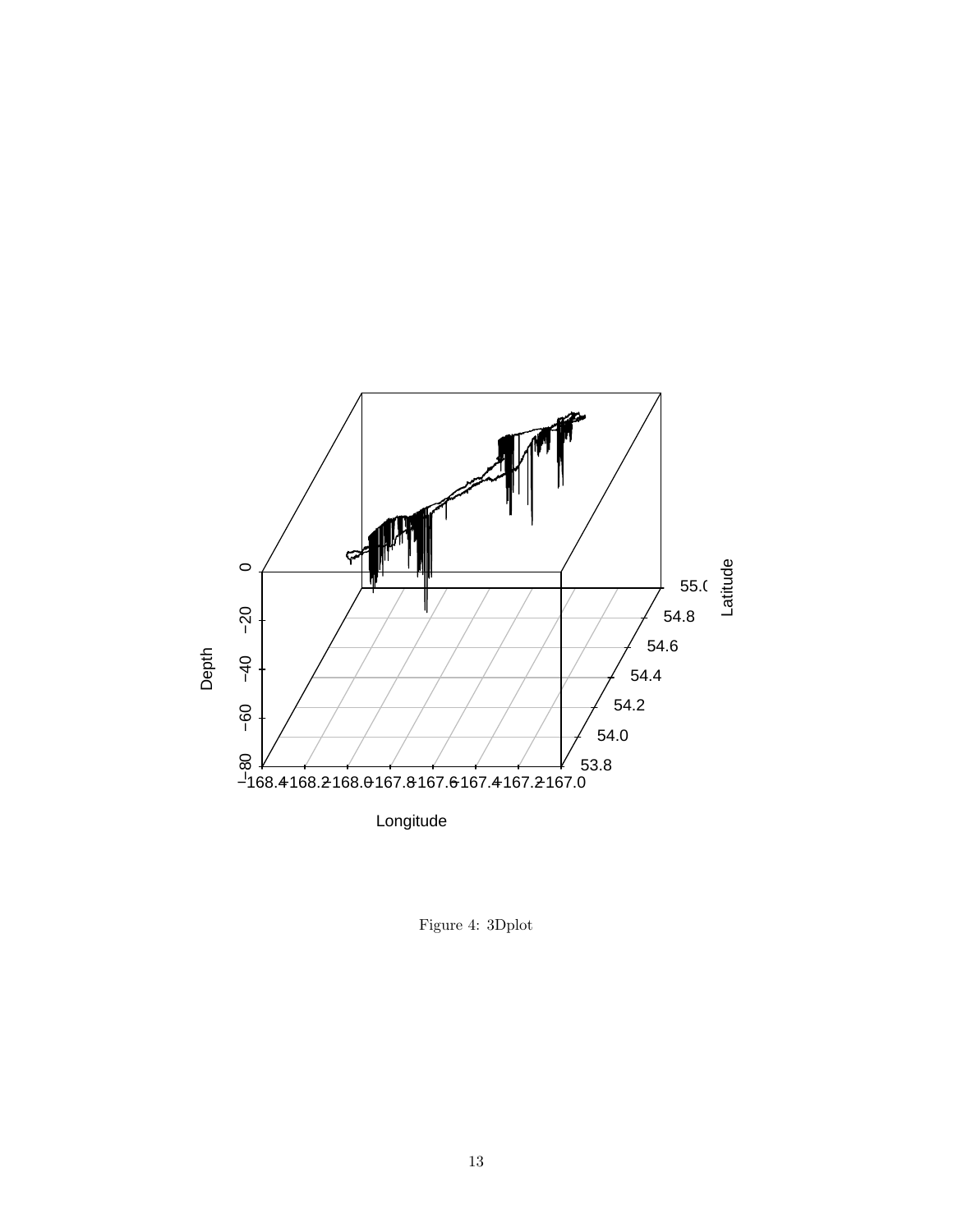Figure 4: 3Dplot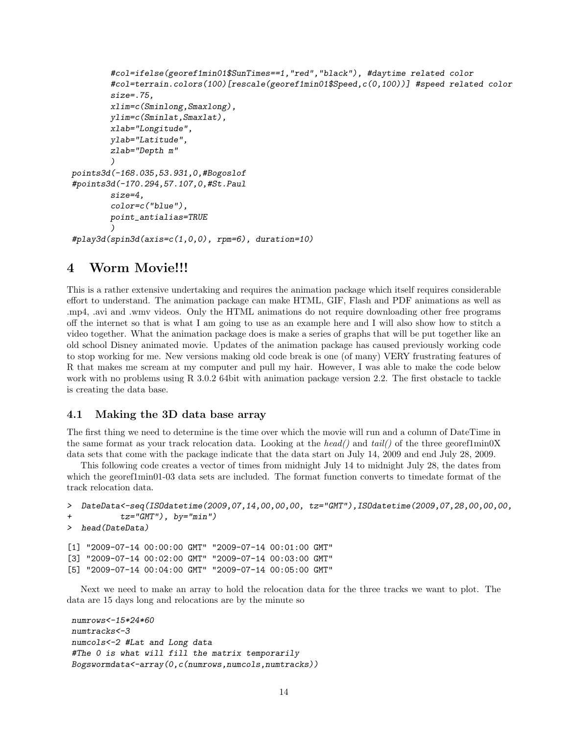```
        #col=ifelse(georef1min01$SunTimes==1,"red","black"), #daytime related color
        #col=terrain.colors(100)[rescale(georef1min01$Speed,c(0,100))] #speed related color
        size=.75,
        xlim=c(Sminlong,Smaxlong),
        ylim=c(Sminlat,Smaxlat),
        xlab="Longitude",
        ylab="Latitude",
        zlab="Depth m"
        )
points3d(-168.035,53.931,0,#Bogoslof
#points3d(-170.294,57.107,0,#St.Paul
        size=4,
        color=c("blue"),
        point_antialias=TRUE
        )
#play3d(spin3d(axis=c(1,0,0), rpm=6), duration=10)
```

# 4 Worm Movie!!!

This is a rather extensive undertaking and requires the animation package which itself requires considerable effort to understand. The animation package can make HTML, GIF, Flash and PDF animations as well as .mp4, .avi and .wmv videos. Only the HTML animations do not require downloading other free programs off the internet so that is what I am going to use as an example here and I will also show how to stitch a video together. What the animation package does is make a series of graphs that will be put together like an old school Disney animated movie. Updates of the animation package has caused previously working code to stop working for me. New versions making old code break is one (of many) VERY frustrating features of R that makes me scream at my computer and pull my hair. However, I was able to make the code below work with no problems using R 3.0.2 64bit with animation package version 2.2. The first obstacle to tackle is creating the data base.

## 4.1 Making the 3D data base array

The first thing we need to determine is the time over which the movie will run and a column of DateTime in the same format as your track relocation data. Looking at the *head()* and *tail()* of the three georef1min0X data sets that come with the package indicate that the data start on July 14, 2009 and end July 28, 2009.

This following code creates a vector of times from midnight July 14 to midnight July 28, the dates from which the georef1min01-03 data sets are included. The format function converts to timedate format of the track relocation data.

```
> DateData<-seq(ISOdatetime(2009,07,14,00,00,00, tz="GMT"),ISOdatetime(2009,07,28,00,00,00,
+          tz="GMT"), by="min")
> head(DateData)

[1] "2009-07-14 00:00:00 GMT" "2009-07-14 00:01:00 GMT"
[3] "2009-07-14 00:02:00 GMT" "2009-07-14 00:03:00 GMT"
[5] "2009-07-14 00:04:00 GMT" "2009-07-14 00:05:00 GMT"
```

Next we need to make an array to hold the relocation data for the three tracks we want to plot. The data are 15 days long and relocations are by the minute so

```
numrows<-15*24*60
numtracks<-3
numcols<-2 #Lat and Long data
#The 0 is what will fill the matrix temporarily
Bogswormdata<-array(0,c(numrows,numcols,numtracks))
```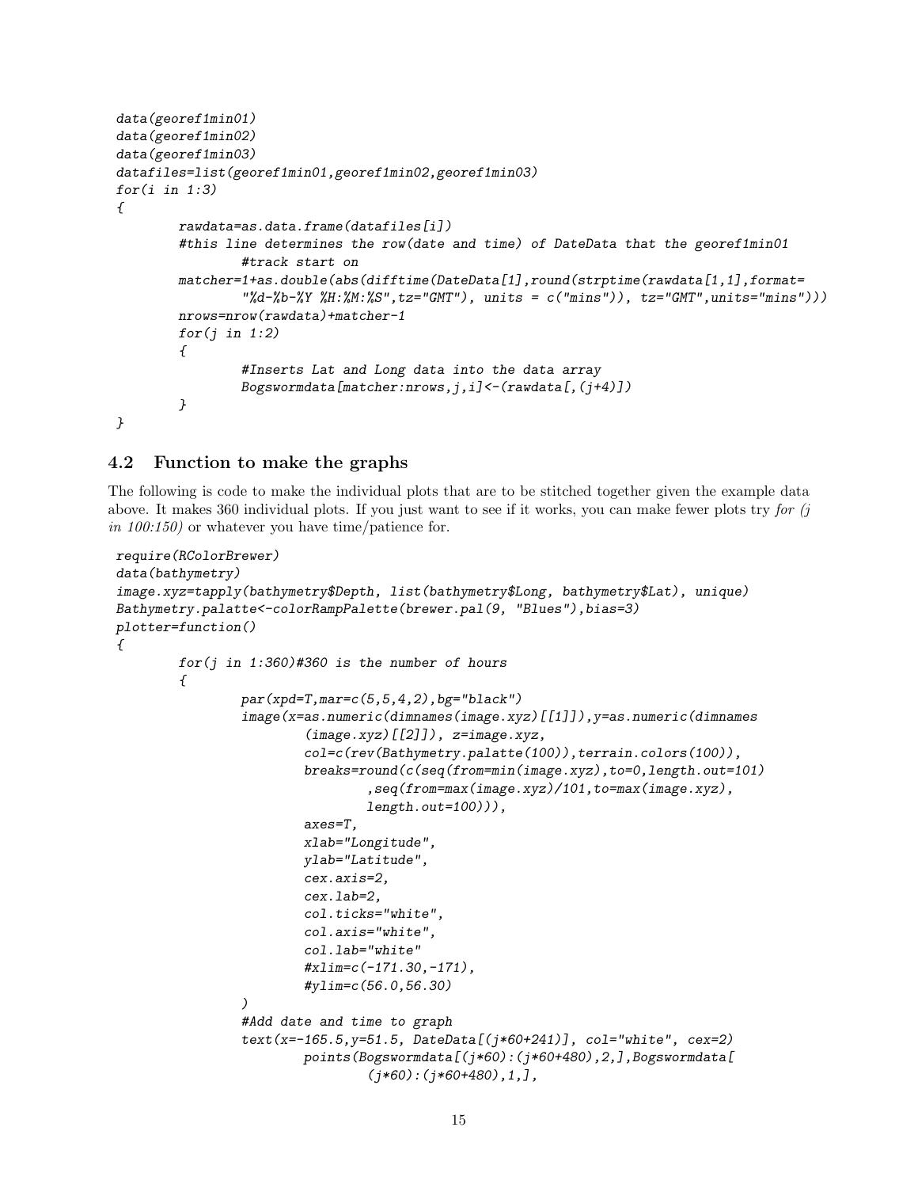```
data(georef1min01)
data(georef1min02)
data(georef1min03)
datafiles=list(georef1min01,georef1min02,georef1min03)
for(i in 1:3)
{
        rawdata=as.data.frame(datafiles[i])
        #this line determines the row(date and time) of DateData that the georef1min01
                #track start on
        matcher=1+as.double(abs(difftime(DateData[1],round(strptime(rawdata[1,1],format=
                "%d-%b-%Y %H:%M:%S",tz="GMT"), units = c("mins")), tz="GMT",units="mins")))
        nrows=nrow(rawdata)+matcher-1
        for(j in 1:2)
        {
                #Inserts Lat and Long data into the data array
                Bogswormdata[matcher:nrows,j,i]<-(rawdata[,(j+4)])
        }
}
```

## 4.2 Function to make the graphs

The following is code to make the individual plots that are to be stitched together given the example data above. It makes 360 individual plots. If you just want to see if it works, you can make fewer plots try *for (j in 100:150)* or whatever you have time/patience for.

```
require(RColorBrewer)
data(bathymetry)
image.xyz=tapply(bathymetry$Depth, list(bathymetry$Long, bathymetry$Lat), unique)
Bathymetry.palatte<-colorRampPalette(brewer.pal(9, "Blues"),bias=3)
plotter=function()
{
        for(j in 1:360)#360 is the number of hours
        {
                par(xpd=T,mar=c(5,5,4,2),bg="black")
                image(x=as.numeric(dimnames(image.xyz)[[1]]),y=as.numeric(dimnames
                        (image.xyz)[[2]]), z=image.xyz,
                        col=c(rev(Bathymetry.palatte(100)),terrain.colors(100)),
                        breaks=round(c(seq(from=min(image.xyz),to=0,length.out=101)
                                ,seq(from=max(image.xyz)/101,to=max(image.xyz),
                                length.out=100))),
                        axes=T,
                        xlab="Longitude",
                        ylab="Latitude",
                        cex.axis=2,
                        cex.lab=2,
                        col.ticks="white",
                        col.axis="white",
                        col.lab="white"
                        #xlim=c(-171.30,-171),
                        #ylim=c(56.0,56.30)
                )
                #Add date and time to graph
                text(x=-165.5,y=51.5, DateData[(j*60+241)], col="white", cex=2)
                        points(Bogswormdata[(j*60):(j*60+480),2,],Bogswormdata[
                                (j*60):(j*60+480),1,],
```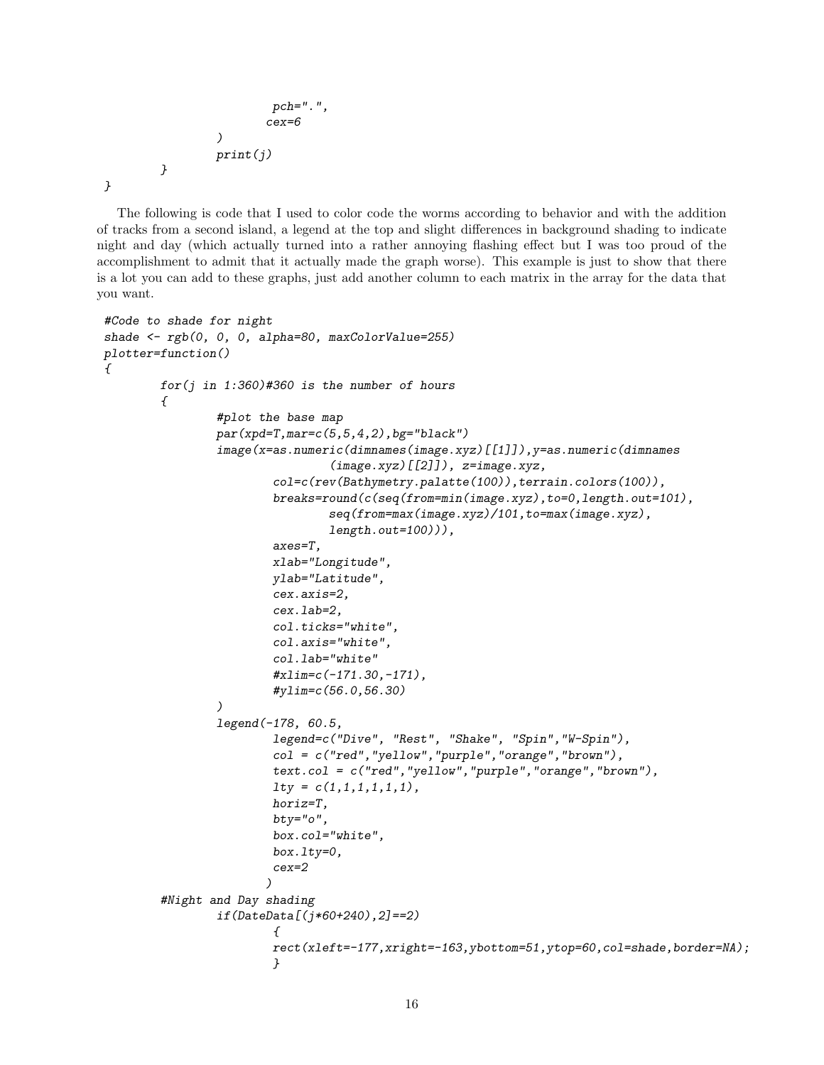```
                    pch=".",
                   cex=6
                )
                print(j)
        }
}
```

The following is code that I used to color code the worms according to behavior and with the addition of tracks from a second island, a legend at the top and slight differences in background shading to indicate night and day (which actually turned into a rather annoying flashing effect but I was too proud of the accomplishment to admit that it actually made the graph worse). This example is just to show that there is a lot you can add to these graphs, just add another column to each matrix in the array for the data that you want.

```
#Code to shade for night
shade <- rgb(0, 0, 0, alpha=80, maxColorValue=255)
plotter=function()
{
        for(j in 1:360)#360 is the number of hours
        {
                #plot the base map
                par(xpd=T,mar=c(5,5,4,2),bg="black")
                image(x=as.numeric(dimnames(image.xyz)[[1]]),y=as.numeric(dimnames
                                (image.xyz)[[2]]), z=image.xyz,
                        col=c(rev(Bathymetry.palatte(100)),terrain.colors(100)),
                        breaks=round(c(seq(from=min(image.xyz),to=0,length.out=101),
                                seq(from=max(image.xyz)/101,to=max(image.xyz),
                                length.out=100))),
                        axes=T,
                        xlab="Longitude",
                        ylab="Latitude",
                        cex.axis=2,
                        cex.lab=2,
                        col.ticks="white",
                        col.axis="white",
                        col.lab="white"
                        #xlim=c(-171.30,-171),
                        #ylim=c(56.0,56.30)
                )
                legend(-178, 60.5,
                        legend=c("Dive", "Rest", "Shake", "Spin","W-Spin"),
                        col = c("red","yellow","purple","orange","brown"),
                        text.col = c("red","yellow","purple","orange","brown"),
                        lty = c(1,1,1,1,1),
                        horiz=T,
                        bty="o",
                        box.col="white",
                        box.lty=0,
                        cex=2
                       )
        #Night and Day shading
                if(DateData[(j*60+240),2]==2)
                        {
                        rect(xleft=-177,xright=-163,ybottom=51,ytop=60,col=shade,border=NA);
                        }
```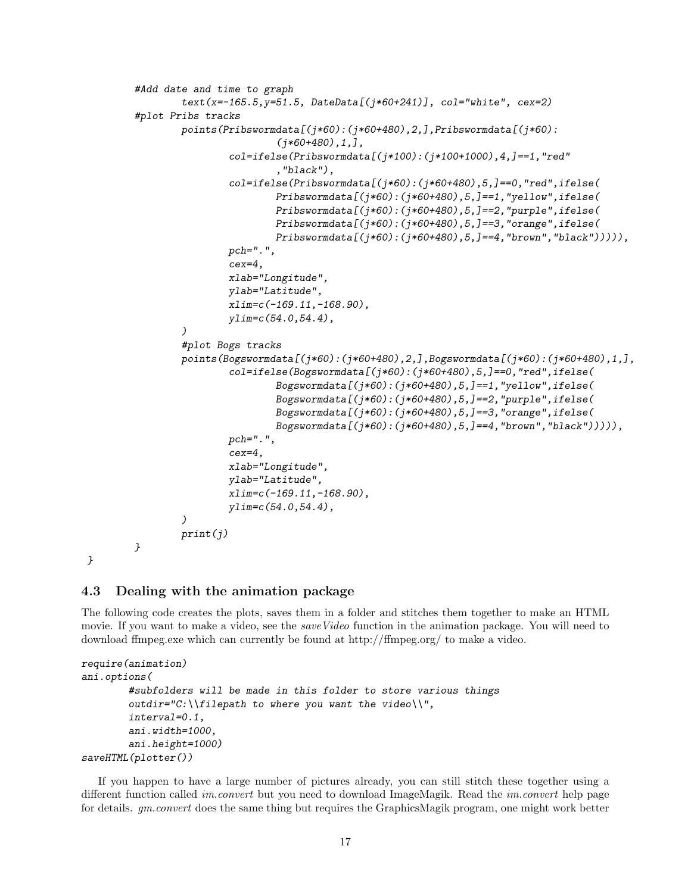```
        #Add date and time to graph
                text(x=-165.5,y=51.5, DateData[(j*60+241)], col="white", cex=2)
        #plot Pribs tracks
                points(Pribswormdata[(j*60):(j*60+480),2,],Pribswormdata[(j*60):
                                (j*60+480),1,],
                        col=ifelse(Pribswormdata[(j*100):(j*100+1000),4,]==1,"red"
                                ,"black"),
                        col=ifelse(Pribswormdata[(j*60):(j*60+480),5,]==0,"red",ifelse(
                                Pribswormdata[(j*60):(j*60+480),5,]==1,"yellow",ifelse(
                                Pribswormdata[(j*60):(j*60+480),5,]==2,"purple",ifelse(
                                Pribswormdata[(j*60):(j*60+480),5,]==3,"orange",ifelse(
                                Pribswormdata[(j*60):(j*60+480),5,]==4,"brown","black"))))),
                        pch=".",
                        cex=4,
                        xlab="Longitude",
                        ylab="Latitude",
                        xlim=c(-169.11,-168.90),
                        ylim=c(54.0,54.4),
                )
                #plot Bogs tracks
                points(Bogswormdata[(j*60):(j*60+480),2,],Bogswormdata[(j*60):(j*60+480),1,],
                        col=ifelse(Bogswormdata[(j*60):(j*60+480),5,]==0,"red",ifelse(
                                Bogswormdata[(j*60):(j*60+480),5,]==1,"yellow",ifelse(
                                Bogswormdata[(j*60):(j*60+480),5,]==2,"purple",ifelse(
                                Bogswormdata[(j*60):(j*60+480),5,]==3,"orange",ifelse(
                                Bogswormdata[(j*60):(j*60+480),5,]==4,"brown","black"))))),
                        pch=".",
                        cex=4,
                        xlab="Longitude",
                        ylab="Latitude",
                        xlim=c(-169.11,-168.90),
                        ylim=c(54.0,54.4),
                )
                print(j)
        }
}
```

### 4.3 Dealing with the animation package

The following code creates the plots, saves them in a folder and stitches them together to make an HTML movie. If you want to make a video, see the *saveVideo* function in the animation package. You will need to download ffmpeg.exe which can currently be found at http://ffmpeg.org/ to make a video.

```
require(animation)
ani.options(
        #subfolders will be made in this folder to store various things
        outdir="C:\\filepath to where you want the video\\",
        interval=0.1,
        ani.width=1000,
        ani.height=1000)
saveHTML(plotter())
```

If you happen to have a large number of pictures already, you can still stitch these together using a different function called *im.convert* but you need to download ImageMagik. Read the *im.convert* help page for details. *gm.convert* does the same thing but requires the GraphicsMagik program, one might work better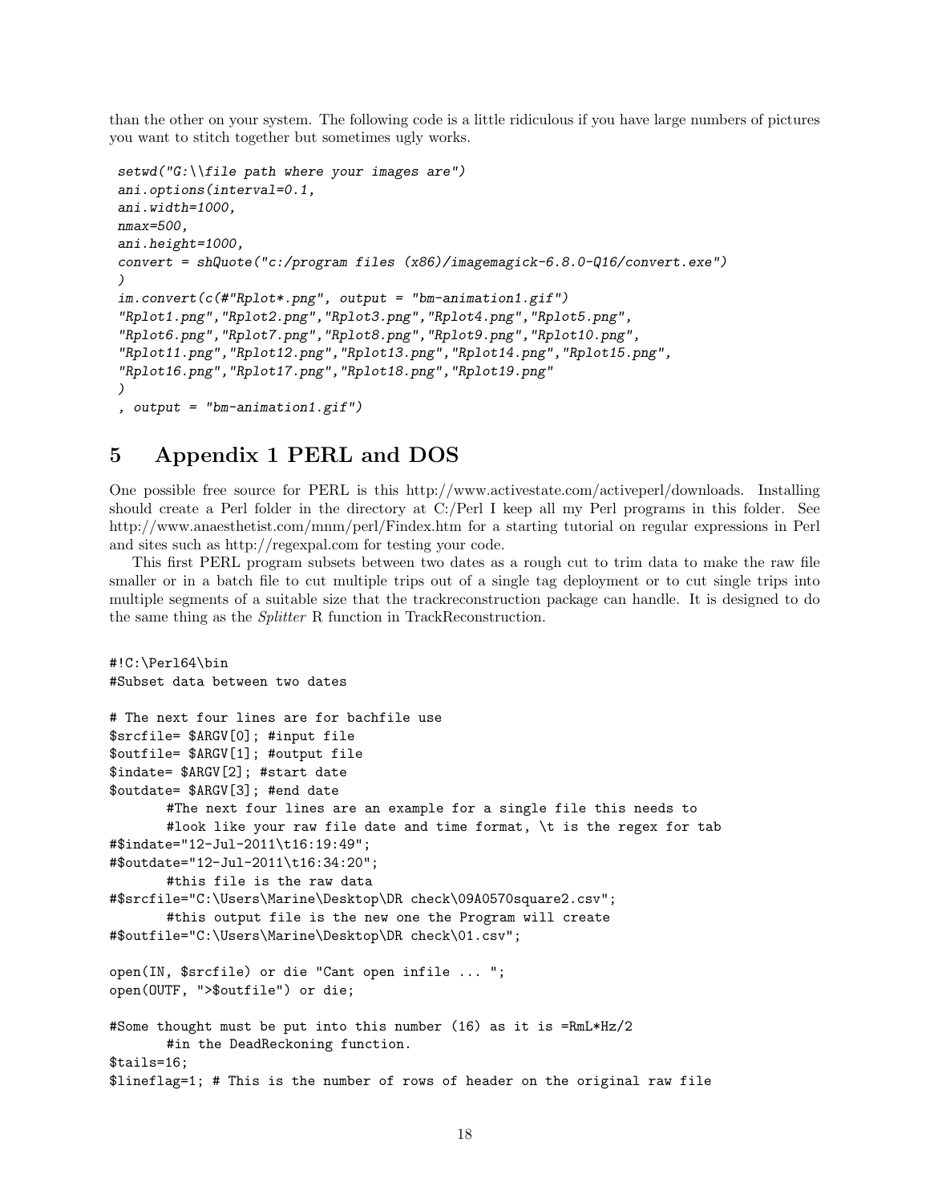than the other on your system. The following code is a little ridiculous if you have large numbers of pictures you want to stitch together but sometimes ugly works.

```
setwd("G:\\file path where your images are")
ani.options(interval=0.1,
ani.width=1000,
nmax=500,
ani.height=1000,
convert = shQuote("c:/program files (x86)/imagemagick-6.8.0-Q16/convert.exe")
)
im.convert(c(#"Rplot*.png", output = "bm-animation1.gif")
"Rplot1.png","Rplot2.png","Rplot3.png","Rplot4.png","Rplot5.png",
"Rplot6.png","Rplot7.png","Rplot8.png","Rplot9.png","Rplot10.png",
"Rplot11.png","Rplot12.png","Rplot13.png","Rplot14.png","Rplot15.png",
"Rplot16.png","Rplot17.png","Rplot18.png","Rplot19.png"
)
, output = "bm-animation1.gif")
```

# 5 Appendix 1 PERL and DOS

One possible free source for PERL is this http://www.activestate.com/activeperl/downloads. Installing should create a Perl folder in the directory at C:/Perl I keep all my Perl programs in this folder. See http://www.anaesthetist.com/mnm/perl/Findex.htm for a starting tutorial on regular expressions in Perl and sites such as http://regexpal.com for testing your code.

This first PERL program subsets between two dates as a rough cut to trim data to make the raw file smaller or in a batch file to cut multiple trips out of a single tag deployment or to cut single trips into multiple segments of a suitable size that the trackreconstruction package can handle. It is designed to do the same thing as the *Splitter* R function in TrackReconstruction.

```
#!C:\Perl64\bin
#Subset data between two dates

# The next four lines are for bachfile use
$srcfile= $ARGV[0]; #input file
$outfile= $ARGV[1]; #output file
$indate= $ARGV[2]; #start date
$outdate= $ARGV[3]; #end date
       #The next four lines are an example for a single file this needs to
       #look like your raw file date and time format, \t is the regex for tab
#$indate="12-Jul-2011\t16:19:49";
#$outdate="12-Jul-2011\t16:34:20";
       #this file is the raw data
#$srcfile="C:\Users\Marine\Desktop\DR check\09A0570square2.csv";
       #this output file is the new one the Program will create
#$outfile="C:\Users\Marine\Desktop\DR check\01.csv";

open(IN, $srcfile) or die "Cant open infile ... ";
open(OUTF, ">$outfile") or die;

#Some thought must be put into this number (16) as it is =RmL*Hz/2
       #in the DeadReckoning function.
$tails=16;
$lineflag=1; # This is the number of rows of header on the original raw file
```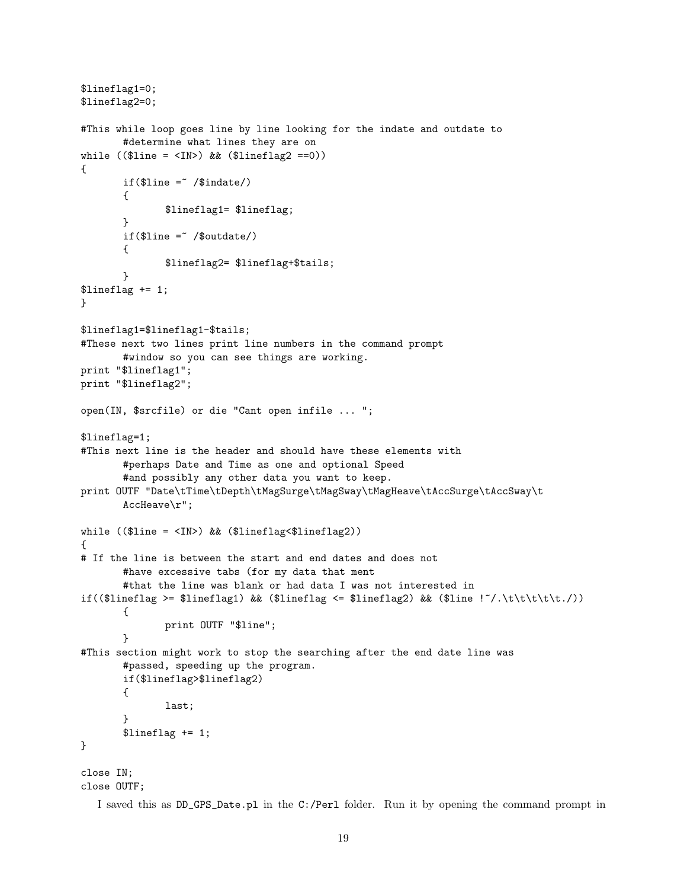```
$lineflag1=0;
$lineflag2=0;

#This while loop goes line by line looking for the indate and outdate to
	#determine what lines they are on
while (($line = <IN>) && ($lineflag2 ==0))
{
	if($line =~ /$indate/)
	{
		$lineflag1= $lineflag;
	}
	if($line =~ /$outdate/)
	{
		$lineflag2= $lineflag+$tails;
	}
$lineflag += 1;
}

$lineflag1=$lineflag1-$tails;
#These next two lines print line numbers in the command prompt
	#window so you can see things are working.
print "$lineflag1";
print "$lineflag2";

open(IN, $srcfile) or die "Cant open infile ... ";

$lineflag=1;
#This next line is the header and should have these elements with
	#perhaps Date and Time as one and optional Speed
	#and possibly any other data you want to keep.
print OUTF "Date\tTime\tDepth\tMagSurge\tMagSway\tMagHeave\tAccSurge\tAccSway\t
	AccHeave\r";

while (($line = <IN>) && ($lineflag<$lineflag2))
{
# If the line is between the start and end dates and does not
	#have excessive tabs (for my data that ment
	#that the line was blank or had data I was not interested in
if(($lineflag >= $lineflag1) && ($lineflag <= $lineflag2) && ($line !~/.\t\t\t\t\t./))
	{
		print OUTF "$line";
	}
#This section might work to stop the searching after the end date line was
	#passed, speeding up the program.
	if($lineflag>$lineflag2)
	{
		last;
	}
	$lineflag += 1;
}

close IN;
close OUTF;
```

I saved this as DD_GPS_Date.pl in the C:/Perl folder. Run it by opening the command prompt in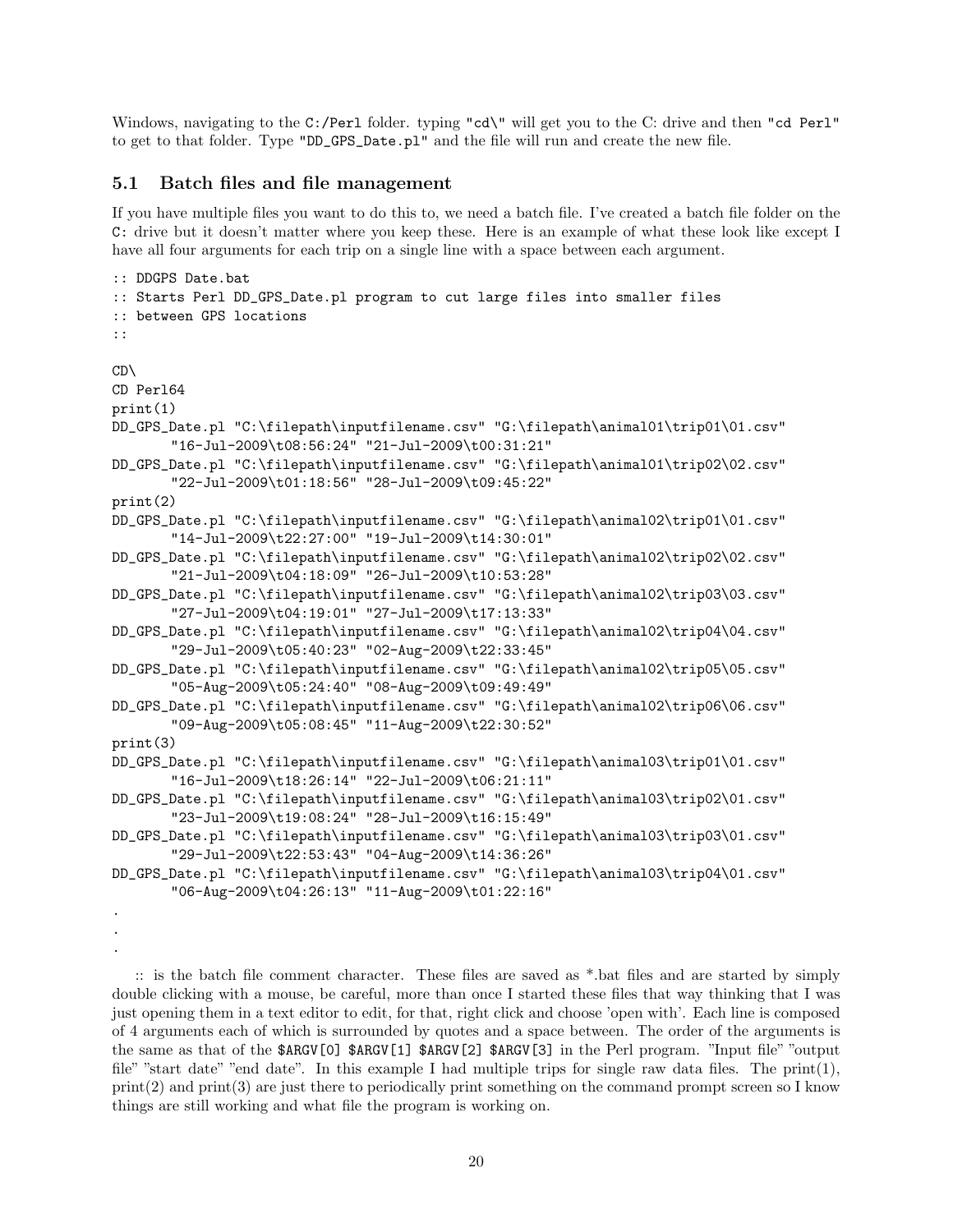Windows, navigating to the `C:/Perl` folder. typing `"cd\"` will get you to the C: drive and then `"cd Perl"` to get to that folder. Type `"DD_GPS_Date.pl"` and the file will run and create the new file.

## 5.1 Batch files and file management

If you have multiple files you want to do this to, we need a batch file. I've created a batch file folder on the `C:` drive but it doesn't matter where you keep these. Here is an example of what these look like except I have all four arguments for each trip on a single line with a space between each argument.

```
:: DDGPS Date.bat
:: Starts Perl DD_GPS_Date.pl program to cut large files into smaller files
:: between GPS locations
::

CD\
CD Perl64
print(1)
DD_GPS_Date.pl "C:\filepath\inputfilename.csv" "G:\filepath\animal01\trip01\01.csv"
        "16-Jul-2009\t08:56:24" "21-Jul-2009\t00:31:21"
DD_GPS_Date.pl "C:\filepath\inputfilename.csv" "G:\filepath\animal01\trip02\02.csv"
        "22-Jul-2009\t01:18:56" "28-Jul-2009\t09:45:22"
print(2)
DD_GPS_Date.pl "C:\filepath\inputfilename.csv" "G:\filepath\animal02\trip01\01.csv"
        "14-Jul-2009\t22:27:00" "19-Jul-2009\t14:30:01"
DD_GPS_Date.pl "C:\filepath\inputfilename.csv" "G:\filepath\animal02\trip02\02.csv"
        "21-Jul-2009\t04:18:09" "26-Jul-2009\t10:53:28"
DD_GPS_Date.pl "C:\filepath\inputfilename.csv" "G:\filepath\animal02\trip03\03.csv"
        "27-Jul-2009\t04:19:01" "27-Jul-2009\t17:13:33"
DD_GPS_Date.pl "C:\filepath\inputfilename.csv" "G:\filepath\animal02\trip04\04.csv"
        "29-Jul-2009\t05:40:23" "02-Aug-2009\t22:33:45"
DD_GPS_Date.pl "C:\filepath\inputfilename.csv" "G:\filepath\animal02\trip05\05.csv"
        "05-Aug-2009\t05:24:40" "08-Aug-2009\t09:49:49"
DD_GPS_Date.pl "C:\filepath\inputfilename.csv" "G:\filepath\animal02\trip06\06.csv"
        "09-Aug-2009\t05:08:45" "11-Aug-2009\t22:30:52"
print(3)
DD_GPS_Date.pl "C:\filepath\inputfilename.csv" "G:\filepath\animal03\trip01\01.csv"
        "16-Jul-2009\t18:26:14" "22-Jul-2009\t06:21:11"
DD_GPS_Date.pl "C:\filepath\inputfilename.csv" "G:\filepath\animal03\trip02\01.csv"
        "23-Jul-2009\t19:08:24" "28-Jul-2009\t16:15:49"
DD_GPS_Date.pl "C:\filepath\inputfilename.csv" "G:\filepath\animal03\trip03\01.csv"
        "29-Jul-2009\t22:53:43" "04-Aug-2009\t14:36:26"
DD_GPS_Date.pl "C:\filepath\inputfilename.csv" "G:\filepath\animal03\trip04\01.csv"
        "06-Aug-2009\t04:26:13" "11-Aug-2009\t01:22:16"
.
.
.
```

:: is the batch file comment character. These files are saved as *.bat files and are started by simply double clicking with a mouse, be careful, more than once I started these files that way thinking that I was just opening them in a text editor to edit, for that, right click and choose 'open with'. Each line is composed of 4 arguments each of which is surrounded by quotes and a space between. The order of the arguments is the same as that of the `$ARGV[0] $ARGV[1] $ARGV[2] $ARGV[3]` in the Perl program. "Input file" "output file" "start date" "end date". In this example I had multiple trips for single raw data files. The print(1), print(2) and print(3) are just there to periodically print something on the command prompt screen so I know things are still working and what file the program is working on.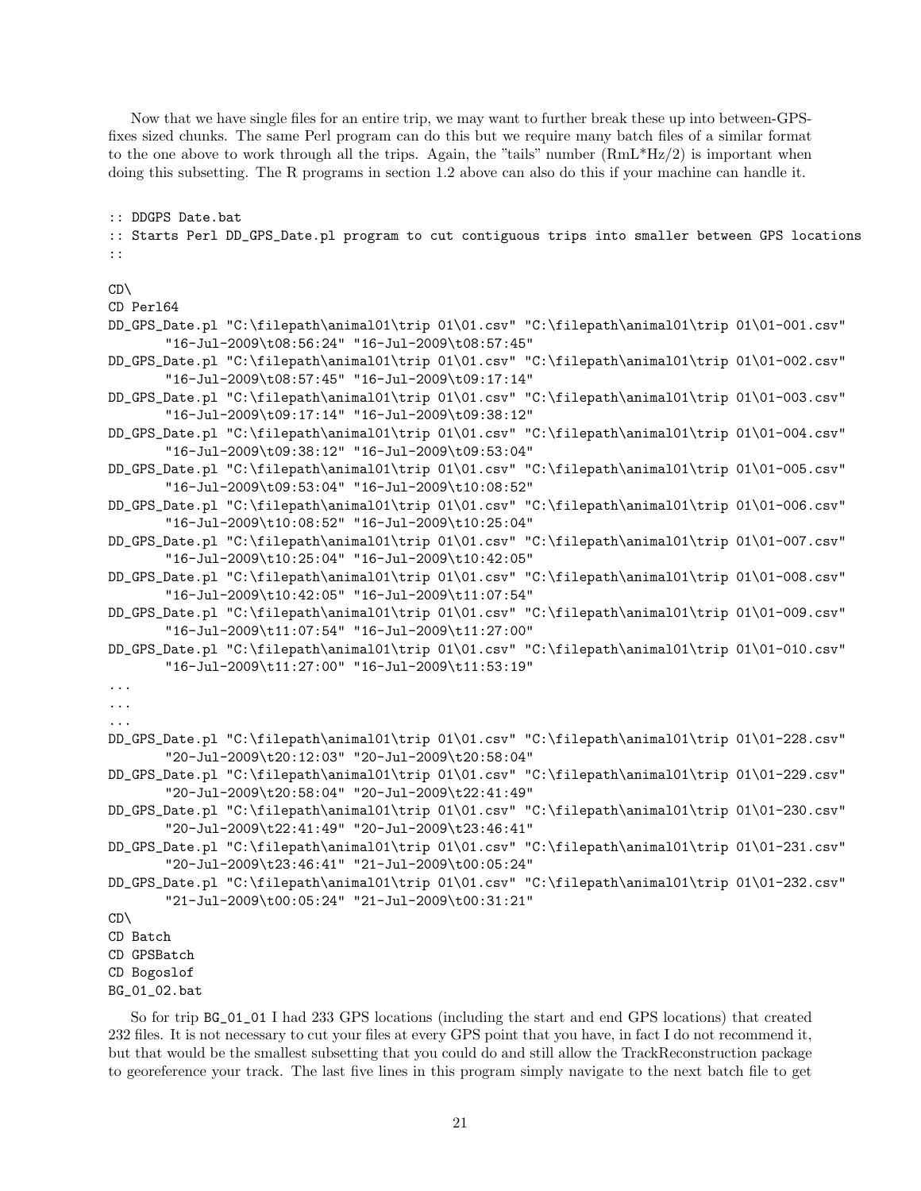Now that we have single files for an entire trip, we may want to further break these up into between-GPS-fixes sized chunks. The same Perl program can do this but we require many batch files of a similar format to the one above to work through all the trips. Again, the "tails" number (RmL*Hz/2) is important when doing this subsetting. The R programs in section 1.2 above can also do this if your machine can handle it.

```
:: DDGPS Date.bat
:: Starts Perl DD_GPS_Date.pl program to cut contiguous trips into smaller between GPS locations
::

CD\
CD Perl64
DD_GPS_Date.pl "C:\filepath\animal01\trip 01\01.csv" "C:\filepath\animal01\trip 01\01-001.csv"
       "16-Jul-2009\t08:56:24" "16-Jul-2009\t08:57:45"
DD_GPS_Date.pl "C:\filepath\animal01\trip 01\01.csv" "C:\filepath\animal01\trip 01\01-002.csv"
       "16-Jul-2009\t08:57:45" "16-Jul-2009\t09:17:14"
DD_GPS_Date.pl "C:\filepath\animal01\trip 01\01.csv" "C:\filepath\animal01\trip 01\01-003.csv"
       "16-Jul-2009\t09:17:14" "16-Jul-2009\t09:38:12"
DD_GPS_Date.pl "C:\filepath\animal01\trip 01\01.csv" "C:\filepath\animal01\trip 01\01-004.csv"
       "16-Jul-2009\t09:38:12" "16-Jul-2009\t09:53:04"
DD_GPS_Date.pl "C:\filepath\animal01\trip 01\01.csv" "C:\filepath\animal01\trip 01\01-005.csv"
       "16-Jul-2009\t09:53:04" "16-Jul-2009\t10:08:52"
DD_GPS_Date.pl "C:\filepath\animal01\trip 01\01.csv" "C:\filepath\animal01\trip 01\01-006.csv"
       "16-Jul-2009\t10:08:52" "16-Jul-2009\t10:25:04"
DD_GPS_Date.pl "C:\filepath\animal01\trip 01\01.csv" "C:\filepath\animal01\trip 01\01-007.csv"
       "16-Jul-2009\t10:25:04" "16-Jul-2009\t10:42:05"
DD_GPS_Date.pl "C:\filepath\animal01\trip 01\01.csv" "C:\filepath\animal01\trip 01\01-008.csv"
       "16-Jul-2009\t10:42:05" "16-Jul-2009\t11:07:54"
DD_GPS_Date.pl "C:\filepath\animal01\trip 01\01.csv" "C:\filepath\animal01\trip 01\01-009.csv"
       "16-Jul-2009\t11:07:54" "16-Jul-2009\t11:27:00"
DD_GPS_Date.pl "C:\filepath\animal01\trip 01\01.csv" "C:\filepath\animal01\trip 01\01-010.csv"
       "16-Jul-2009\t11:27:00" "16-Jul-2009\t11:53:19"
...
...
...
DD_GPS_Date.pl "C:\filepath\animal01\trip 01\01.csv" "C:\filepath\animal01\trip 01\01-228.csv"
       "20-Jul-2009\t20:12:03" "20-Jul-2009\t20:58:04"
DD_GPS_Date.pl "C:\filepath\animal01\trip 01\01.csv" "C:\filepath\animal01\trip 01\01-229.csv"
       "20-Jul-2009\t20:58:04" "20-Jul-2009\t22:41:49"
DD_GPS_Date.pl "C:\filepath\animal01\trip 01\01.csv" "C:\filepath\animal01\trip 01\01-230.csv"
       "20-Jul-2009\t22:41:49" "20-Jul-2009\t23:46:41"
DD_GPS_Date.pl "C:\filepath\animal01\trip 01\01.csv" "C:\filepath\animal01\trip 01\01-231.csv"
       "20-Jul-2009\t23:46:41" "21-Jul-2009\t00:05:24"
DD_GPS_Date.pl "C:\filepath\animal01\trip 01\01.csv" "C:\filepath\animal01\trip 01\01-232.csv"
       "21-Jul-2009\t00:05:24" "21-Jul-2009\t00:31:21"
CD\
CD Batch
CD GPSBatch
CD Bogoslof
BG_01_02.bat
```

So for trip BG_01_01 I had 233 GPS locations (including the start and end GPS locations) that created 232 files. It is not necessary to cut your files at every GPS point that you have, in fact I do not recommend it, but that would be the smallest subsetting that you could do and still allow the TrackReconstruction package to georeference your track. The last five lines in this program simply navigate to the next batch file to get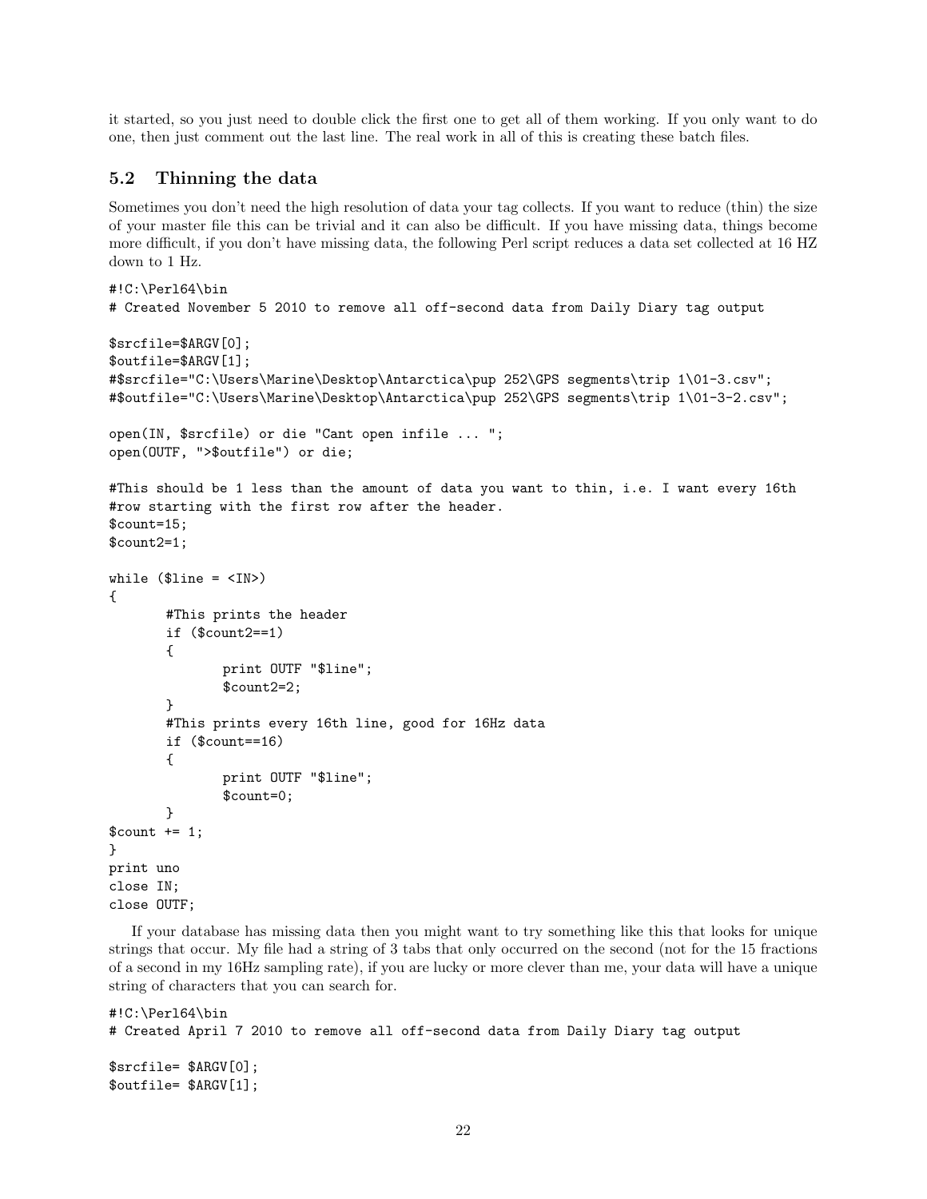it started, so you just need to double click the first one to get all of them working. If you only want to do one, then just comment out the last line. The real work in all of this is creating these batch files.

## 5.2 Thinning the data

Sometimes you don't need the high resolution of data your tag collects. If you want to reduce (thin) the size of your master file this can be trivial and it can also be difficult. If you have missing data, things become more difficult, if you don't have missing data, the following Perl script reduces a data set collected at 16 HZ down to 1 Hz.

```
#!C:\Perl64\bin
# Created November 5 2010 to remove all off-second data from Daily Diary tag output

$srcfile=$ARGV[0];
$outfile=$ARGV[1];
#$srcfile="C:\Users\Marine\Desktop\Antarctica\pup 252\GPS segments\trip 1\01-3.csv";
#$outfile="C:\Users\Marine\Desktop\Antarctica\pup 252\GPS segments\trip 1\01-3-2.csv";

open(IN, $srcfile) or die "Cant open infile ... ";
open(OUTF, ">$outfile") or die;

#This should be 1 less than the amount of data you want to thin, i.e. I want every 16th
#row starting with the first row after the header.
$count=15;
$count2=1;

while ($line = <IN>)
{
        #This prints the header
        if ($count2==1)
        {
                print OUTF "$line";
                $count2=2;
        }
        #This prints every 16th line, good for 16Hz data
        if ($count==16)
        {
                print OUTF "$line";
                $count=0;
        }
$count += 1;
}
print uno
close IN;
close OUTF;
```

If your database has missing data then you might want to try something like this that looks for unique strings that occur. My file had a string of 3 tabs that only occurred on the second (not for the 15 fractions of a second in my 16Hz sampling rate), if you are lucky or more clever than me, your data will have a unique string of characters that you can search for.

```
#!C:\Perl64\bin
# Created April 7 2010 to remove all off-second data from Daily Diary tag output

$srcfile= $ARGV[0];
$outfile= $ARGV[1];
```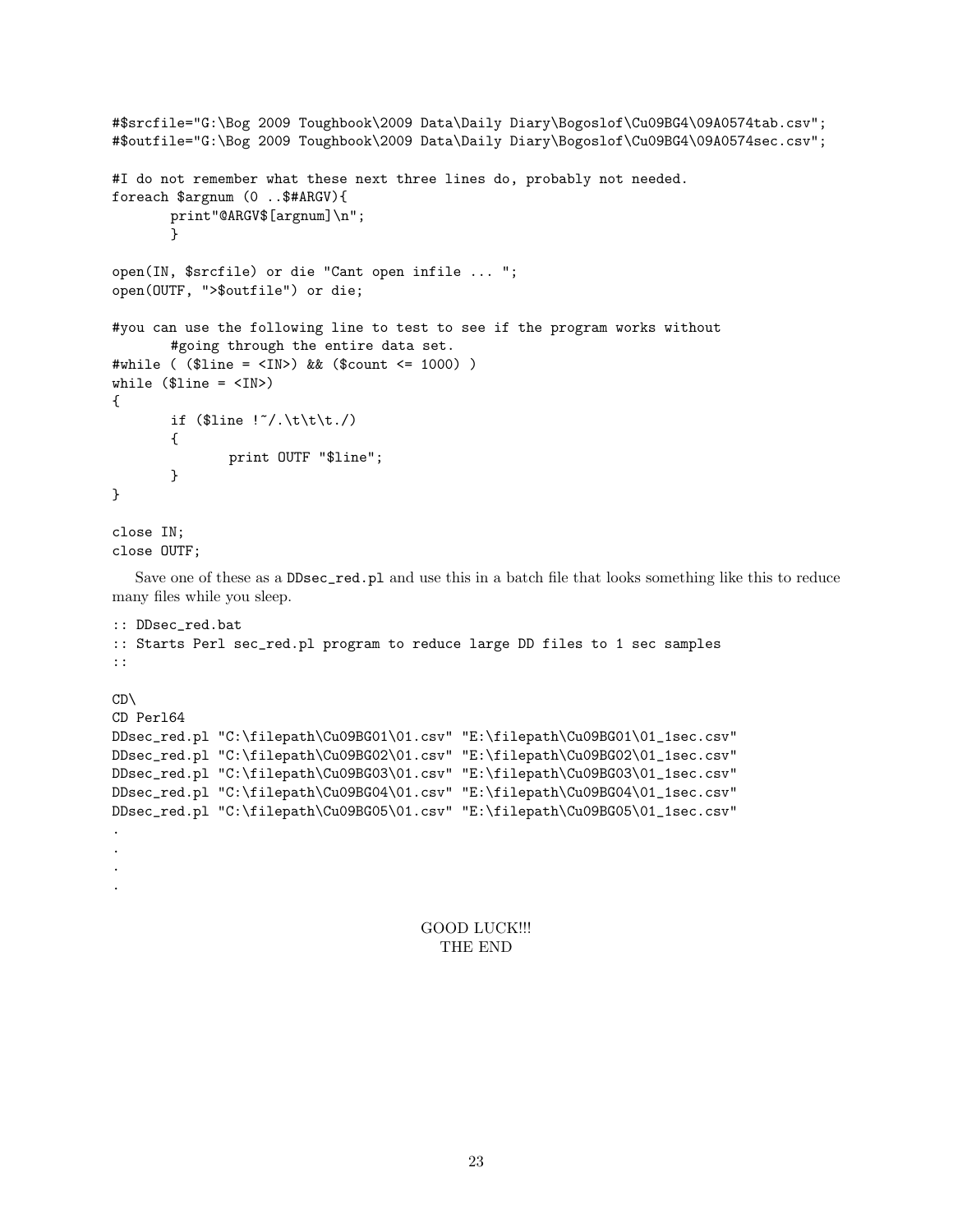```
#$srcfile="G:\Bog 2009 Toughbook\2009 Data\Daily Diary\Bogoslof\Cu09BG4\09A0574tab.csv";
#$outfile="G:\Bog 2009 Toughbook\2009 Data\Daily Diary\Bogoslof\Cu09BG4\09A0574sec.csv";

#I do not remember what these next three lines do, probably not needed.
foreach $argnum (0 ..$#ARGV){
	print"@ARGV$[argnum]\n";
	}

open(IN, $srcfile) or die "Cant open infile ... ";
open(OUTF, ">$outfile") or die;

#you can use the following line to test to see if the program works without
	#going through the entire data set.
#while ( ($line = <IN>) && ($count <= 1000) )
while ($line = <IN>)
{
	if ($line !~/.\t\t\t./)
	{
		print OUTF "$line";
	}
}

close IN;
close OUTF;
```

Save one of these as a `DDsec_red.pl` and use this in a batch file that looks something like this to reduce many files while you sleep.

```
:: DDsec_red.bat
:: Starts Perl sec_red.pl program to reduce large DD files to 1 sec samples
::

CD\
CD Perl64
DDsec_red.pl "C:\filepath\Cu09BG01\01.csv" "E:\filepath\Cu09BG01\01_1sec.csv"
DDsec_red.pl "C:\filepath\Cu09BG02\01.csv" "E:\filepath\Cu09BG02\01_1sec.csv"
DDsec_red.pl "C:\filepath\Cu09BG03\01.csv" "E:\filepath\Cu09BG03\01_1sec.csv"
DDsec_red.pl "C:\filepath\Cu09BG04\01.csv" "E:\filepath\Cu09BG04\01_1sec.csv"
DDsec_red.pl "C:\filepath\Cu09BG05\01.csv" "E:\filepath\Cu09BG05\01_1sec.csv"
.
.
.
.
```

GOOD LUCK!!!
THE END